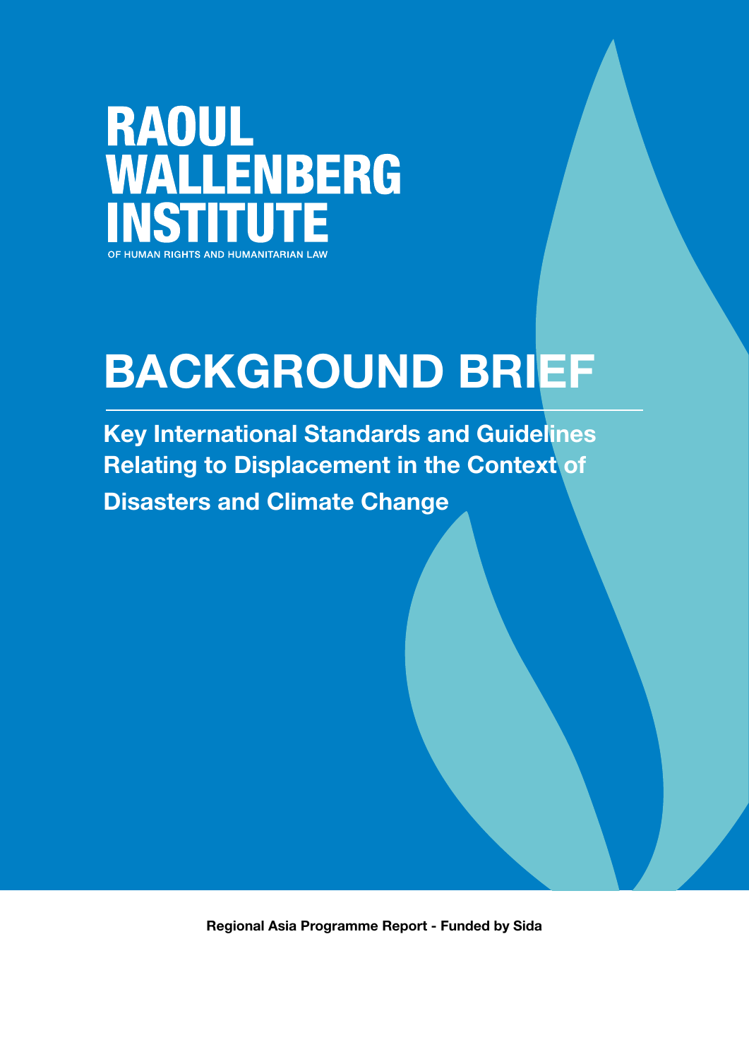RAOUL WALLENBERG INSTITUTE

OF HUMAN RIGHTS AND HUMANITARIAN LAW

# BACKGROUND BRIEF

## Key International Standards and Guidelines Relating to Displacement in the Context of Disasters and Climate Change

**Regional Asia Programme Report - Funded by Sida**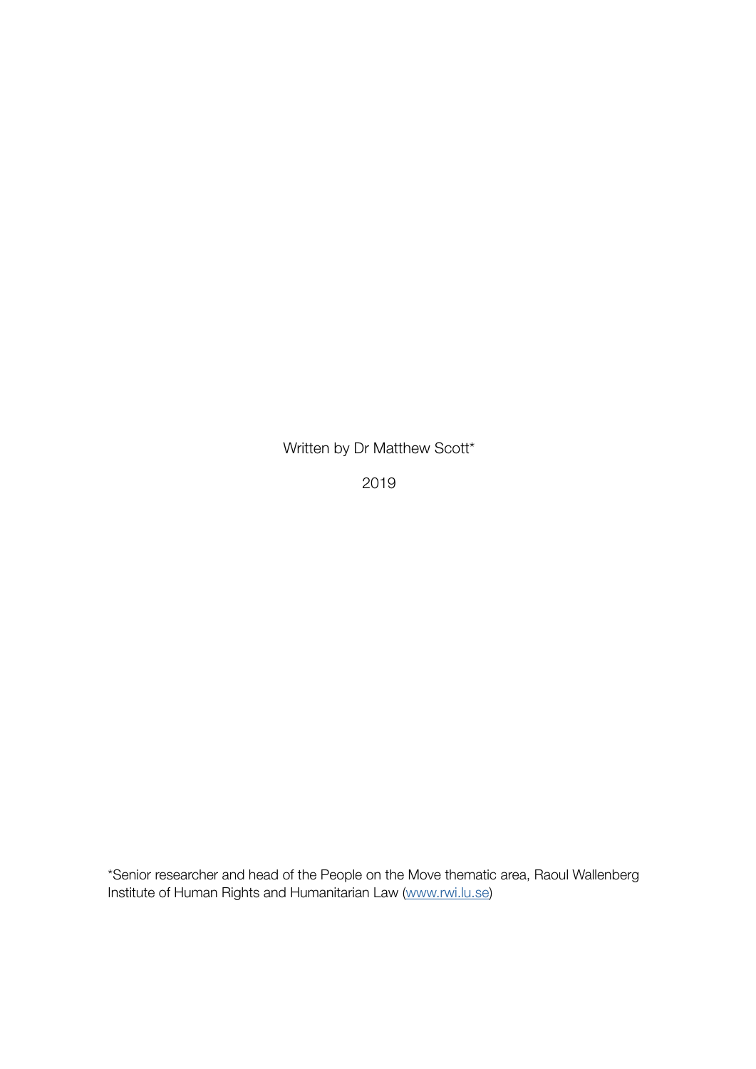Written by Dr Matthew Scott*

2019

*Senior researcher and head of the People on the Move thematic area, Raoul Wallenberg Institute of Human Rights and Humanitarian Law ([www.rwi.lu.se](www.rwi.lu.se))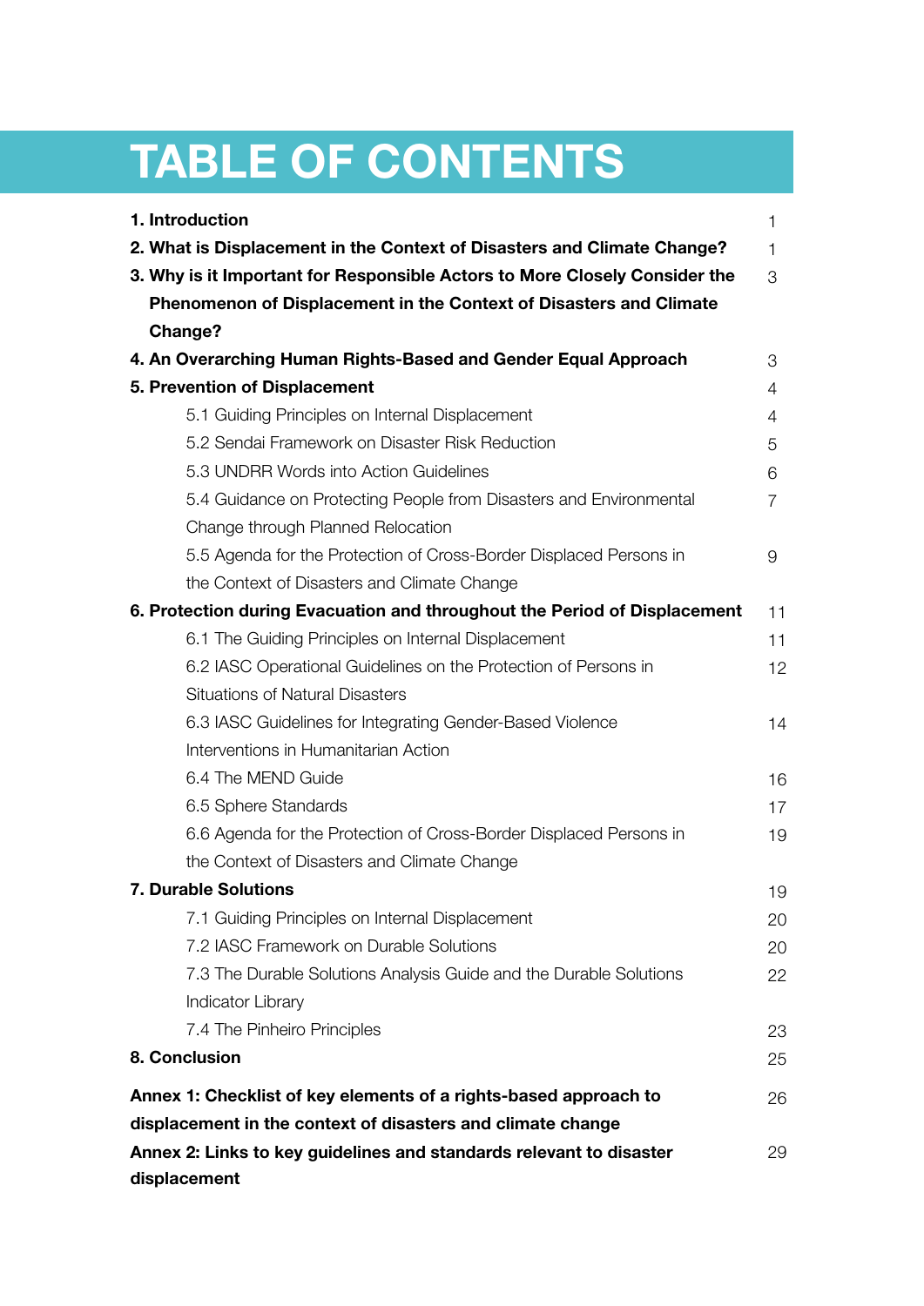# TABLE OF CONTENTS

| | |
|---|---|
| **1. Introduction** | 1 |
| **2. What is Displacement in the Context of Disasters and Climate Change?** | 1 |
| **3. Why is it Important for Responsible Actors to More Closely Consider the Phenomenon of Displacement in the Context of Disasters and Climate Change?** | 3 |
| **4. An Overarching Human Rights-Based and Gender Equal Approach** | 3 |
| **5. Prevention of Displacement** | 4 |
| 5.1 Guiding Principles on Internal Displacement | 4 |
| 5.2 Sendai Framework on Disaster Risk Reduction | 5 |
| 5.3 UNDRR Words into Action Guidelines | 6 |
| 5.4 Guidance on Protecting People from Disasters and Environmental Change through Planned Relocation | 7 |
| 5.5 Agenda for the Protection of Cross-Border Displaced Persons in the Context of Disasters and Climate Change | 9 |
| **6. Protection during Evacuation and throughout the Period of Displacement** | 11 |
| 6.1 The Guiding Principles on Internal Displacement | 11 |
| 6.2 IASC Operational Guidelines on the Protection of Persons in Situations of Natural Disasters | 12 |
| 6.3 IASC Guidelines for Integrating Gender-Based Violence Interventions in Humanitarian Action | 14 |
| 6.4 The MEND Guide | 16 |
| 6.5 Sphere Standards | 17 |
| 6.6 Agenda for the Protection of Cross-Border Displaced Persons in the Context of Disasters and Climate Change | 19 |
| **7. Durable Solutions** | 19 |
| 7.1 Guiding Principles on Internal Displacement | 20 |
| 7.2 IASC Framework on Durable Solutions | 20 |
| 7.3 The Durable Solutions Analysis Guide and the Durable Solutions Indicator Library | 22 |
| 7.4 The Pinheiro Principles | 23 |
| **8. Conclusion** | 25 |
| **Annex 1: Checklist of key elements of a rights-based approach to displacement in the context of disasters and climate change** | 26 |
| **Annex 2: Links to key guidelines and standards relevant to disaster displacement** | 29 |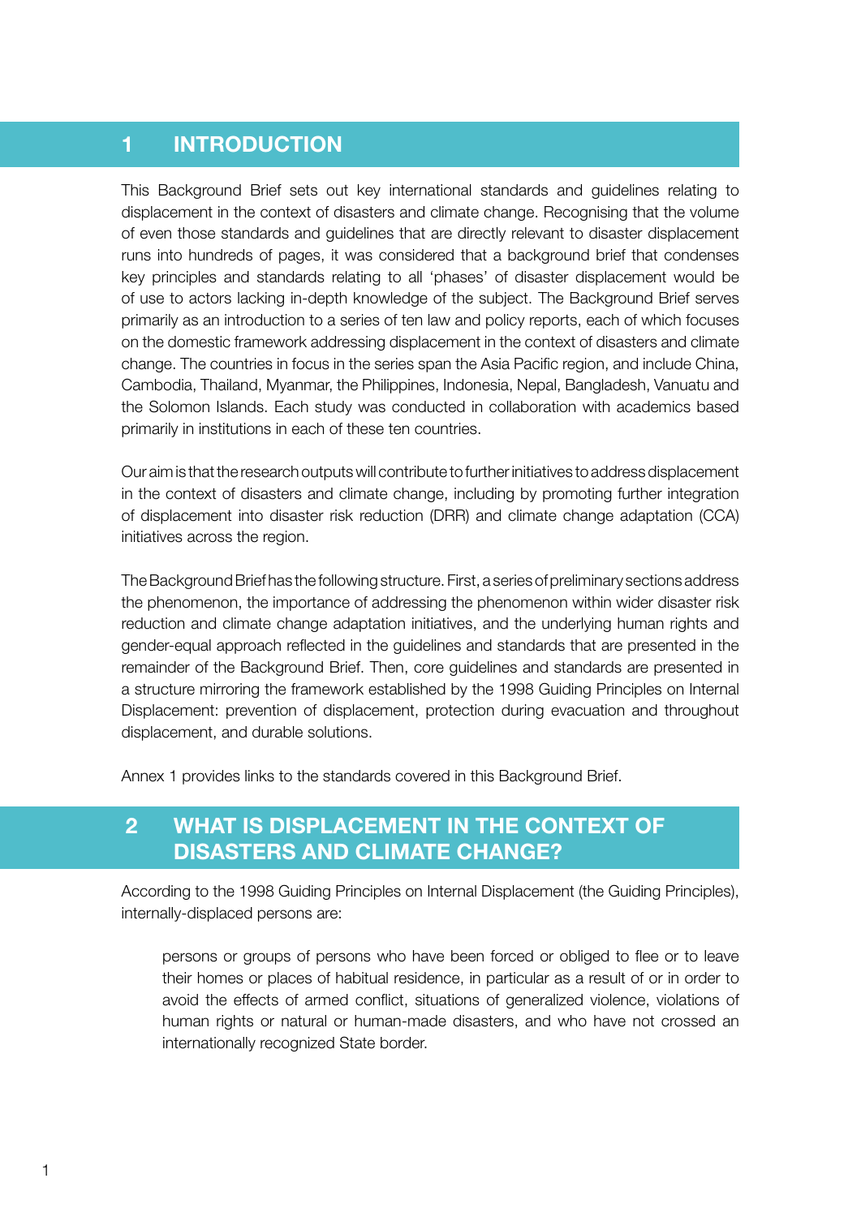# 1 INTRODUCTION

This Background Brief sets out key international standards and guidelines relating to displacement in the context of disasters and climate change. Recognising that the volume of even those standards and guidelines that are directly relevant to disaster displacement runs into hundreds of pages, it was considered that a background brief that condenses key principles and standards relating to all 'phases' of disaster displacement would be of use to actors lacking in-depth knowledge of the subject. The Background Brief serves primarily as an introduction to a series of ten law and policy reports, each of which focuses on the domestic framework addressing displacement in the context of disasters and climate change. The countries in focus in the series span the Asia Pacific region, and include China, Cambodia, Thailand, Myanmar, the Philippines, Indonesia, Nepal, Bangladesh, Vanuatu and the Solomon Islands. Each study was conducted in collaboration with academics based primarily in institutions in each of these ten countries.

Our aim is that the research outputs will contribute to further initiatives to address displacement in the context of disasters and climate change, including by promoting further integration of displacement into disaster risk reduction (DRR) and climate change adaptation (CCA) initiatives across the region.

The Background Brief has the following structure. First, a series of preliminary sections address the phenomenon, the importance of addressing the phenomenon within wider disaster risk reduction and climate change adaptation initiatives, and the underlying human rights and gender-equal approach reflected in the guidelines and standards that are presented in the remainder of the Background Brief. Then, core guidelines and standards are presented in a structure mirroring the framework established by the 1998 Guiding Principles on Internal Displacement: prevention of displacement, protection during evacuation and throughout displacement, and durable solutions.

Annex 1 provides links to the standards covered in this Background Brief.

# 2 WHAT IS DISPLACEMENT IN THE CONTEXT OF DISASTERS AND CLIMATE CHANGE?

According to the 1998 Guiding Principles on Internal Displacement (the Guiding Principles), internally-displaced persons are:

> persons or groups of persons who have been forced or obliged to flee or to leave their homes or places of habitual residence, in particular as a result of or in order to avoid the effects of armed conflict, situations of generalized violence, violations of human rights or natural or human-made disasters, and who have not crossed an internationally recognized State border.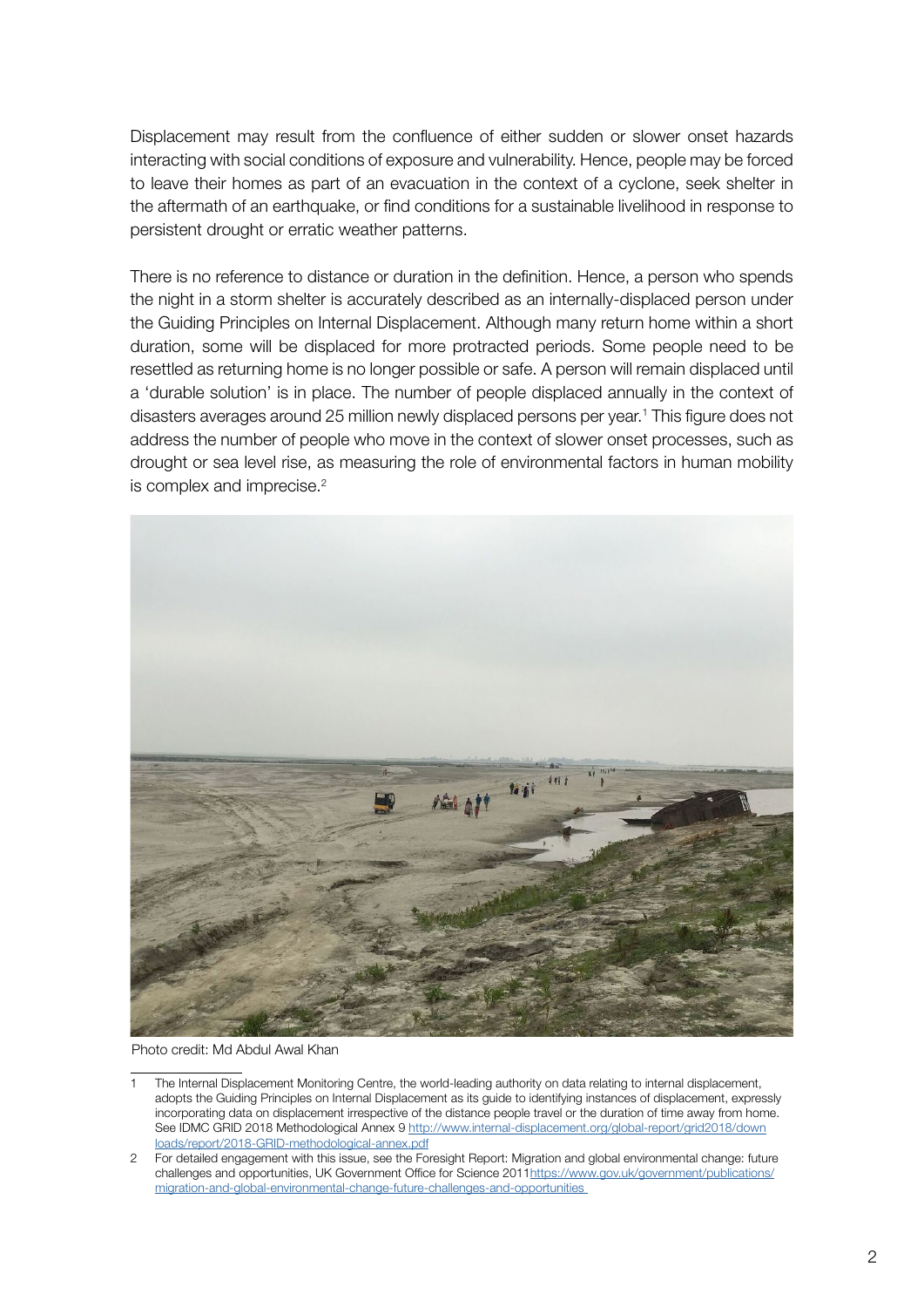Displacement may result from the confluence of either sudden or slower onset hazards interacting with social conditions of exposure and vulnerability. Hence, people may be forced to leave their homes as part of an evacuation in the context of a cyclone, seek shelter in the aftermath of an earthquake, or find conditions for a sustainable livelihood in response to persistent drought or erratic weather patterns.

There is no reference to distance or duration in the definition. Hence, a person who spends the night in a storm shelter is accurately described as an internally-displaced person under the Guiding Principles on Internal Displacement. Although many return home within a short duration, some will be displaced for more protracted periods. Some people need to be resettled as returning home is no longer possible or safe. A person will remain displaced until a 'durable solution' is in place. The number of people displaced annually in the context of disasters averages around 25 million newly displaced persons per year.[1] This figure does not address the number of people who move in the context of slower onset processes, such as drought or sea level rise, as measuring the role of environmental factors in human mobility is complex and imprecise.[2]

Photo credit: Md Abdul Awal Khan

1 The Internal Displacement Monitoring Centre, the world-leading authority on data relating to internal displacement, adopts the Guiding Principles on Internal Displacement as its guide to identifying instances of displacement, expressly incorporating data on displacement irrespective of the distance people travel or the duration of time away from home. See IDMC GRID 2018 Methodological Annex 9 http://www.internal-displacement.org/global-report/grid2018/downloads/report/2018-GRID-methodological-annex.pdf

2 For detailed engagement with this issue, see the Foresight Report: Migration and global environmental change: future challenges and opportunities, UK Government Office for Science 2011https://www.gov.uk/government/publications/migration-and-global-environmental-change-future-challenges-and-opportunities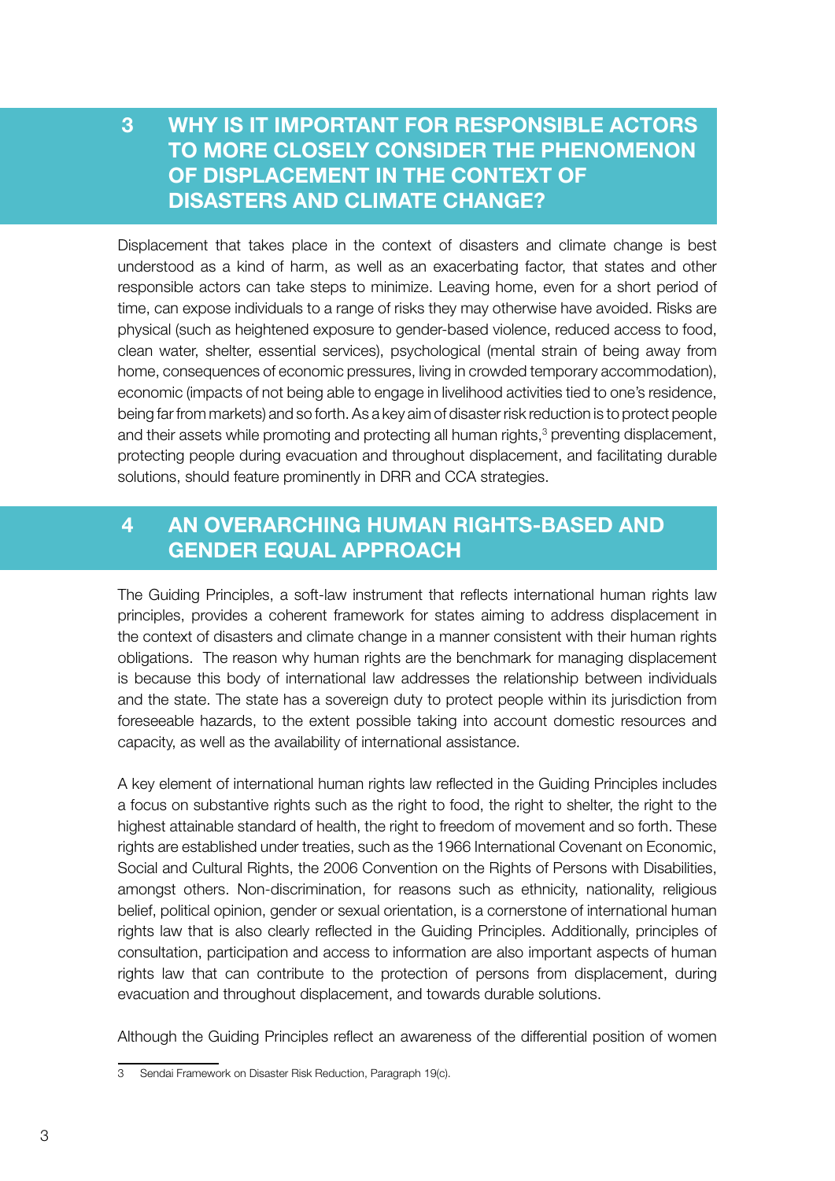## 3 WHY IS IT IMPORTANT FOR RESPONSIBLE ACTORS TO MORE CLOSELY CONSIDER THE PHENOMENON OF DISPLACEMENT IN THE CONTEXT OF DISASTERS AND CLIMATE CHANGE?

Displacement that takes place in the context of disasters and climate change is best understood as a kind of harm, as well as an exacerbating factor, that states and other responsible actors can take steps to minimize. Leaving home, even for a short period of time, can expose individuals to a range of risks they may otherwise have avoided. Risks are physical (such as heightened exposure to gender-based violence, reduced access to food, clean water, shelter, essential services), psychological (mental strain of being away from home, consequences of economic pressures, living in crowded temporary accommodation), economic (impacts of not being able to engage in livelihood activities tied to one's residence, being far from markets) and so forth. As a key aim of disaster risk reduction is to protect people and their assets while promoting and protecting all human rights,[3] preventing displacement, protecting people during evacuation and throughout displacement, and facilitating durable solutions, should feature prominently in DRR and CCA strategies.

## 4 AN OVERARCHING HUMAN RIGHTS-BASED AND GENDER EQUAL APPROACH

The Guiding Principles, a soft-law instrument that reflects international human rights law principles, provides a coherent framework for states aiming to address displacement in the context of disasters and climate change in a manner consistent with their human rights obligations. The reason why human rights are the benchmark for managing displacement is because this body of international law addresses the relationship between individuals and the state. The state has a sovereign duty to protect people within its jurisdiction from foreseeable hazards, to the extent possible taking into account domestic resources and capacity, as well as the availability of international assistance.

A key element of international human rights law reflected in the Guiding Principles includes a focus on substantive rights such as the right to food, the right to shelter, the right to the highest attainable standard of health, the right to freedom of movement and so forth. These rights are established under treaties, such as the 1966 International Covenant on Economic, Social and Cultural Rights, the 2006 Convention on the Rights of Persons with Disabilities, amongst others. Non-discrimination, for reasons such as ethnicity, nationality, religious belief, political opinion, gender or sexual orientation, is a cornerstone of international human rights law that is also clearly reflected in the Guiding Principles. Additionally, principles of consultation, participation and access to information are also important aspects of human rights law that can contribute to the protection of persons from displacement, during evacuation and throughout displacement, and towards durable solutions.

Although the Guiding Principles reflect an awareness of the differential position of women

---

3 Sendai Framework on Disaster Risk Reduction, Paragraph 19(c).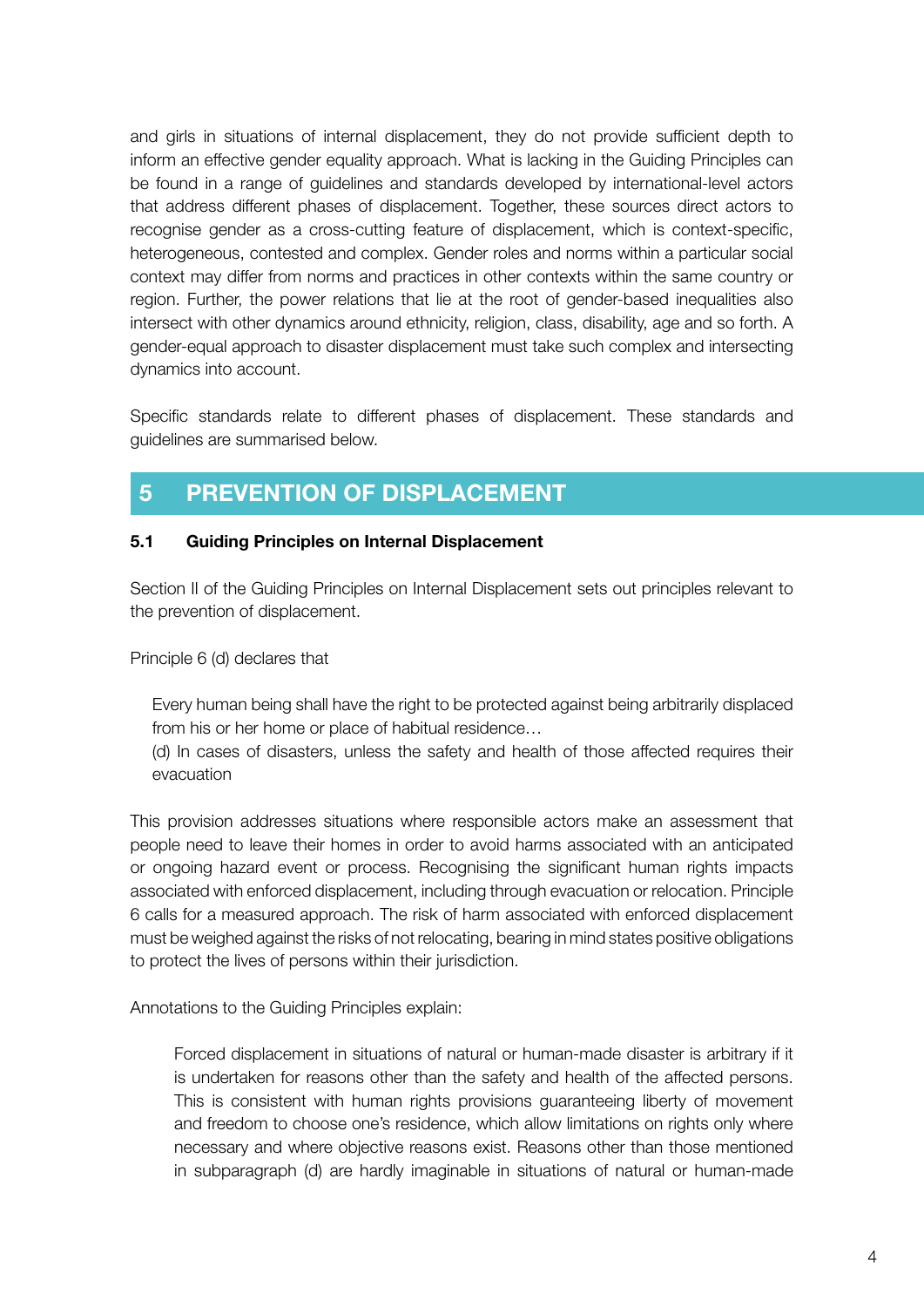and girls in situations of internal displacement, they do not provide sufficient depth to inform an effective gender equality approach. What is lacking in the Guiding Principles can be found in a range of guidelines and standards developed by international-level actors that address different phases of displacement. Together, these sources direct actors to recognise gender as a cross-cutting feature of displacement, which is context-specific, heterogeneous, contested and complex. Gender roles and norms within a particular social context may differ from norms and practices in other contexts within the same country or region. Further, the power relations that lie at the root of gender-based inequalities also intersect with other dynamics around ethnicity, religion, class, disability, age and so forth. A gender-equal approach to disaster displacement must take such complex and intersecting dynamics into account.

Specific standards relate to different phases of displacement. These standards and guidelines are summarised below.

## 5 PREVENTION OF DISPLACEMENT

### 5.1 Guiding Principles on Internal Displacement

Section II of the Guiding Principles on Internal Displacement sets out principles relevant to the prevention of displacement.

Principle 6 (d) declares that

> Every human being shall have the right to be protected against being arbitrarily displaced from his or her home or place of habitual residence…
> (d) In cases of disasters, unless the safety and health of those affected requires their evacuation

This provision addresses situations where responsible actors make an assessment that people need to leave their homes in order to avoid harms associated with an anticipated or ongoing hazard event or process. Recognising the significant human rights impacts associated with enforced displacement, including through evacuation or relocation. Principle 6 calls for a measured approach. The risk of harm associated with enforced displacement must be weighed against the risks of not relocating, bearing in mind states positive obligations to protect the lives of persons within their jurisdiction.

Annotations to the Guiding Principles explain:

> Forced displacement in situations of natural or human-made disaster is arbitrary if it is undertaken for reasons other than the safety and health of the affected persons. This is consistent with human rights provisions guaranteeing liberty of movement and freedom to choose one's residence, which allow limitations on rights only where necessary and where objective reasons exist. Reasons other than those mentioned in subparagraph (d) are hardly imaginable in situations of natural or human-made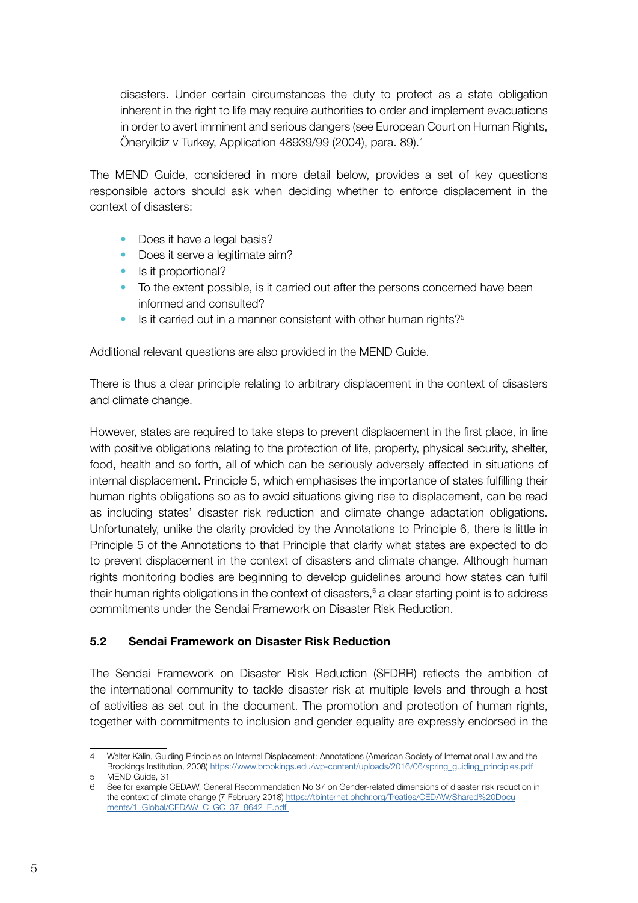disasters. Under certain circumstances the duty to protect as a state obligation inherent in the right to life may require authorities to order and implement evacuations in order to avert imminent and serious dangers (see European Court on Human Rights, Öneryildiz v Turkey, Application 48939/99 (2004), para. 89).[4]

The MEND Guide, considered in more detail below, provides a set of key questions responsible actors should ask when deciding whether to enforce displacement in the context of disasters:

- Does it have a legal basis?
- Does it serve a legitimate aim?
- Is it proportional?
- To the extent possible, is it carried out after the persons concerned have been informed and consulted?
- Is it carried out in a manner consistent with other human rights?[5]

Additional relevant questions are also provided in the MEND Guide.

There is thus a clear principle relating to arbitrary displacement in the context of disasters and climate change.

However, states are required to take steps to prevent displacement in the first place, in line with positive obligations relating to the protection of life, property, physical security, shelter, food, health and so forth, all of which can be seriously adversely affected in situations of internal displacement. Principle 5, which emphasises the importance of states fulfilling their human rights obligations so as to avoid situations giving rise to displacement, can be read as including states' disaster risk reduction and climate change adaptation obligations. Unfortunately, unlike the clarity provided by the Annotations to Principle 6, there is little in Principle 5 of the Annotations to that Principle that clarify what states are expected to do to prevent displacement in the context of disasters and climate change. Although human rights monitoring bodies are beginning to develop guidelines around how states can fulfil their human rights obligations in the context of disasters,[6] a clear starting point is to address commitments under the Sendai Framework on Disaster Risk Reduction.

### 5.2 Sendai Framework on Disaster Risk Reduction

The Sendai Framework on Disaster Risk Reduction (SFDRR) reflects the ambition of the international community to tackle disaster risk at multiple levels and through a host of activities as set out in the document. The promotion and protection of human rights, together with commitments to inclusion and gender equality are expressly endorsed in the

---

4 Walter Kälin, Guiding Principles on Internal Displacement: Annotations (American Society of International Law and the Brookings Institution, 2008) https://www.brookings.edu/wp-content/uploads/2016/06/spring_guiding_principles.pdf

5 MEND Guide, 31

6 See for example CEDAW, General Recommendation No 37 on Gender-related dimensions of disaster risk reduction in the context of climate change (7 February 2018) https://tbinternet.ohchr.org/Treaties/CEDAW/Shared%20Documents/1_Global/CEDAW_C_GC_37_8642_E.pdf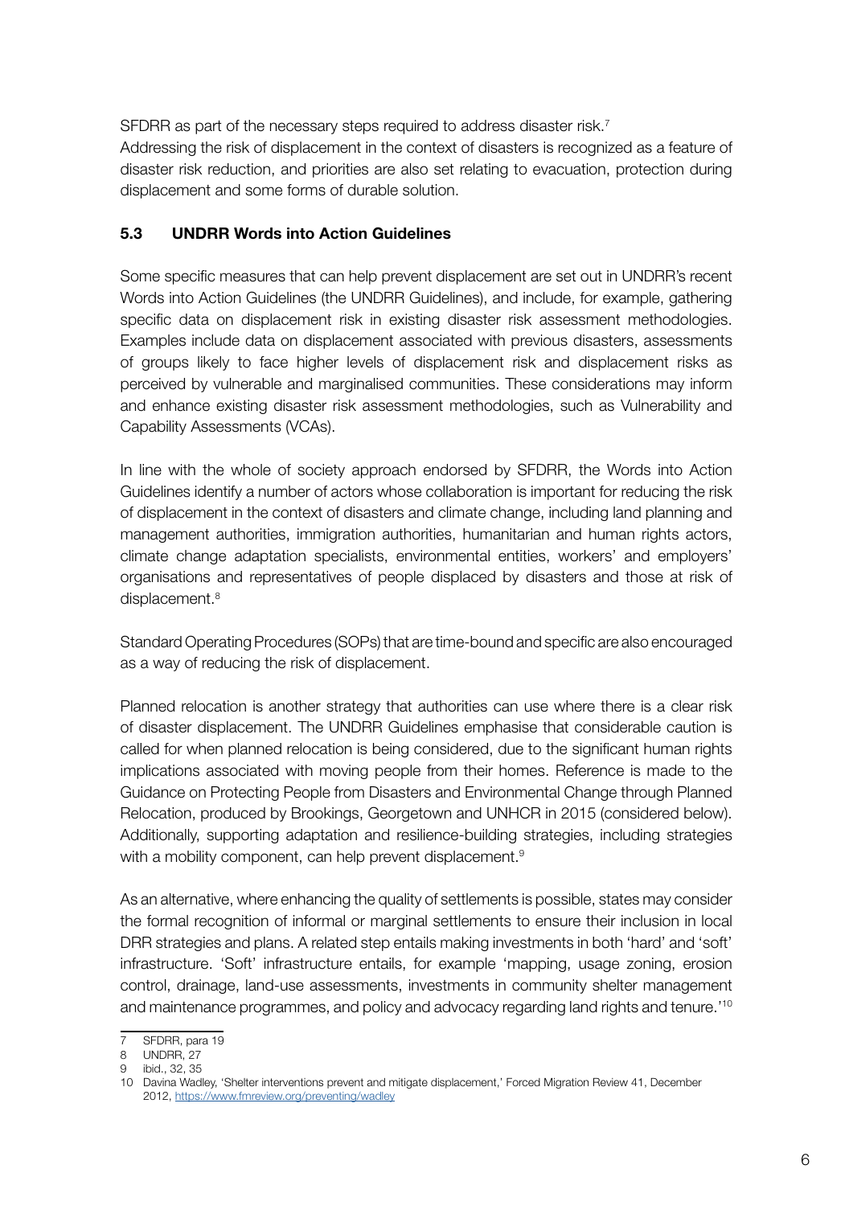SFDRR as part of the necessary steps required to address disaster risk.[7]
Addressing the risk of displacement in the context of disasters is recognized as a feature of disaster risk reduction, and priorities are also set relating to evacuation, protection during displacement and some forms of durable solution.

### 5.3 UNDRR Words into Action Guidelines

Some specific measures that can help prevent displacement are set out in UNDRR's recent Words into Action Guidelines (the UNDRR Guidelines), and include, for example, gathering specific data on displacement risk in existing disaster risk assessment methodologies. Examples include data on displacement associated with previous disasters, assessments of groups likely to face higher levels of displacement risk and displacement risks as perceived by vulnerable and marginalised communities. These considerations may inform and enhance existing disaster risk assessment methodologies, such as Vulnerability and Capability Assessments (VCAs).

In line with the whole of society approach endorsed by SFDRR, the Words into Action Guidelines identify a number of actors whose collaboration is important for reducing the risk of displacement in the context of disasters and climate change, including land planning and management authorities, immigration authorities, humanitarian and human rights actors, climate change adaptation specialists, environmental entities, workers' and employers' organisations and representatives of people displaced by disasters and those at risk of displacement.[8]

Standard Operating Procedures (SOPs) that are time-bound and specific are also encouraged as a way of reducing the risk of displacement.

Planned relocation is another strategy that authorities can use where there is a clear risk of disaster displacement. The UNDRR Guidelines emphasise that considerable caution is called for when planned relocation is being considered, due to the significant human rights implications associated with moving people from their homes. Reference is made to the Guidance on Protecting People from Disasters and Environmental Change through Planned Relocation, produced by Brookings, Georgetown and UNHCR in 2015 (considered below). Additionally, supporting adaptation and resilience-building strategies, including strategies with a mobility component, can help prevent displacement.[9]

As an alternative, where enhancing the quality of settlements is possible, states may consider the formal recognition of informal or marginal settlements to ensure their inclusion in local DRR strategies and plans. A related step entails making investments in both 'hard' and 'soft' infrastructure. 'Soft' infrastructure entails, for example 'mapping, usage zoning, erosion control, drainage, land-use assessments, investments in community shelter management and maintenance programmes, and policy and advocacy regarding land rights and tenure.'[10]

---

7 SFDRR, para 19
8 UNDRR, 27
9 ibid., 32, 35
10 Davina Wadley, 'Shelter interventions prevent and mitigate displacement,' Forced Migration Review 41, December 2012, https://www.fmreview.org/preventing/wadley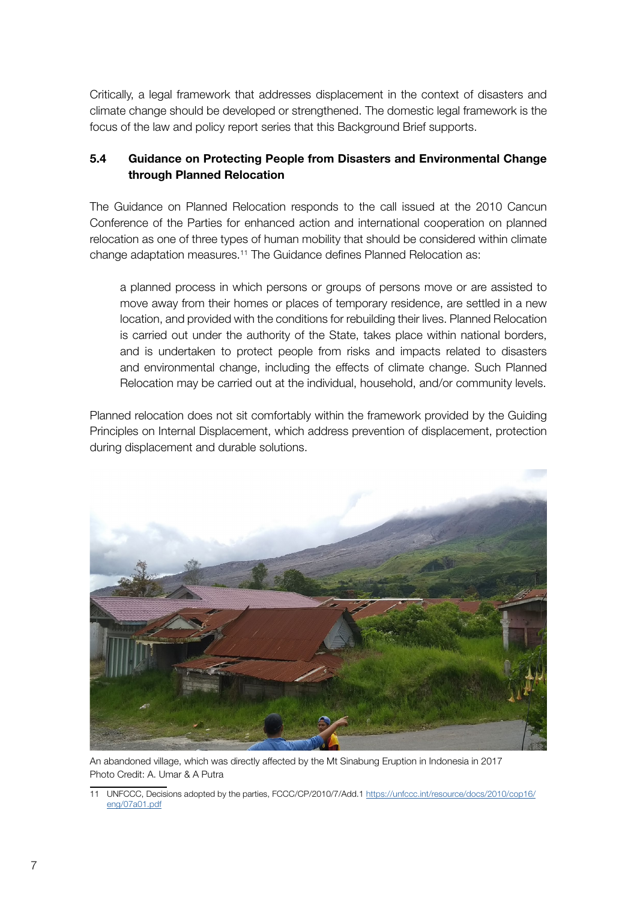Critically, a legal framework that addresses displacement in the context of disasters and climate change should be developed or strengthened. The domestic legal framework is the focus of the law and policy report series that this Background Brief supports.

### 5.4 Guidance on Protecting People from Disasters and Environmental Change through Planned Relocation

The Guidance on Planned Relocation responds to the call issued at the 2010 Cancun Conference of the Parties for enhanced action and international cooperation on planned relocation as one of three types of human mobility that should be considered within climate change adaptation measures.[11] The Guidance defines Planned Relocation as:

> a planned process in which persons or groups of persons move or are assisted to move away from their homes or places of temporary residence, are settled in a new location, and provided with the conditions for rebuilding their lives. Planned Relocation is carried out under the authority of the State, takes place within national borders, and is undertaken to protect people from risks and impacts related to disasters and environmental change, including the effects of climate change. Such Planned Relocation may be carried out at the individual, household, and/or community levels.

Planned relocation does not sit comfortably within the framework provided by the Guiding Principles on Internal Displacement, which address prevention of displacement, protection during displacement and durable solutions.

An abandoned village, which was directly affected by the Mt Sinabung Eruption in Indonesia in 2017
Photo Credit: A. Umar & A Putra

11 UNFCCC, Decisions adopted by the parties, FCCC/CP/2010/7/Add.1 https://unfccc.int/resource/docs/2010/cop16/eng/07a01.pdf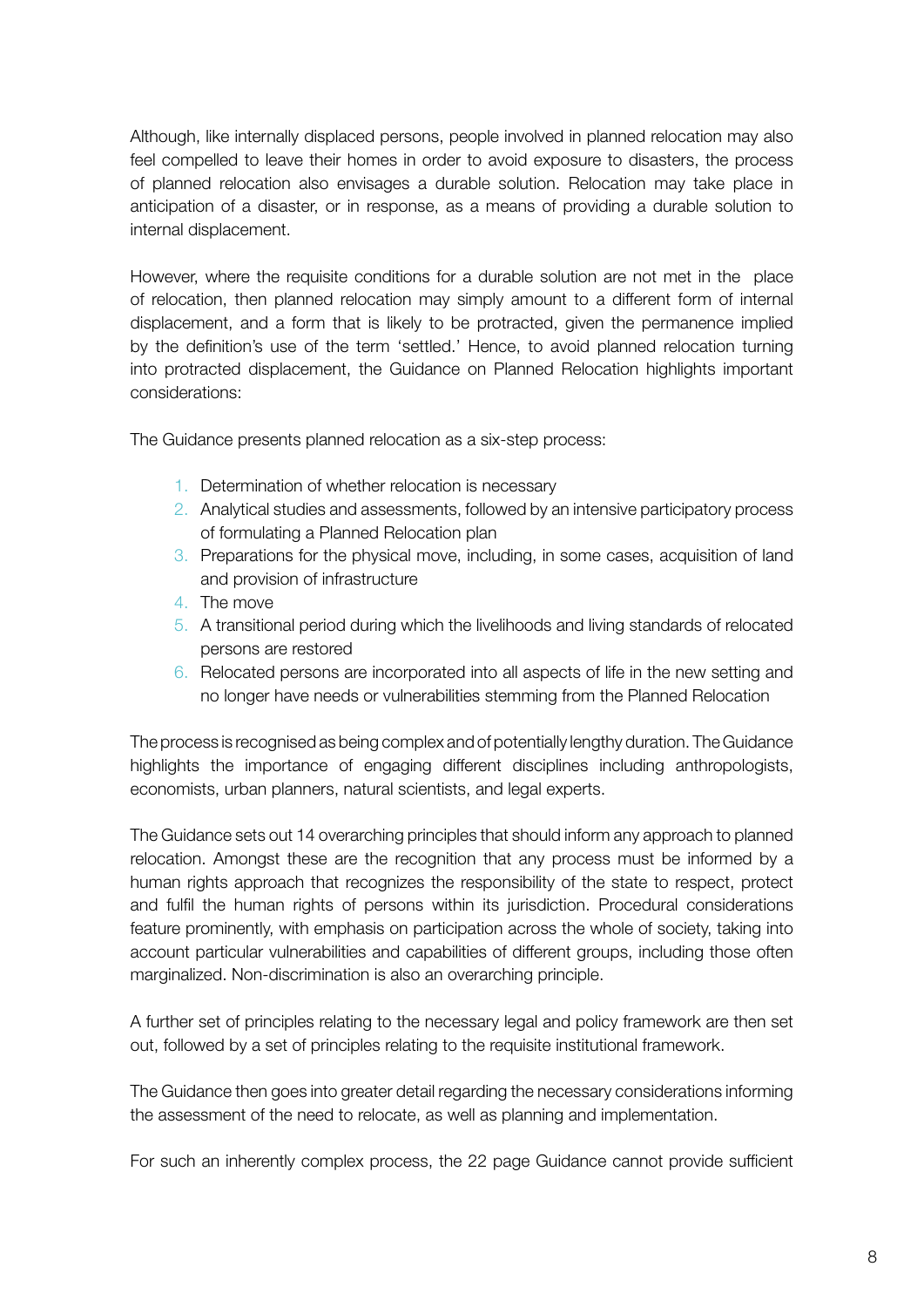Although, like internally displaced persons, people involved in planned relocation may also feel compelled to leave their homes in order to avoid exposure to disasters, the process of planned relocation also envisages a durable solution. Relocation may take place in anticipation of a disaster, or in response, as a means of providing a durable solution to internal displacement.

However, where the requisite conditions for a durable solution are not met in the place of relocation, then planned relocation may simply amount to a different form of internal displacement, and a form that is likely to be protracted, given the permanence implied by the definition's use of the term 'settled.' Hence, to avoid planned relocation turning into protracted displacement, the Guidance on Planned Relocation highlights important considerations:

The Guidance presents planned relocation as a six-step process:

1. Determination of whether relocation is necessary
2. Analytical studies and assessments, followed by an intensive participatory process of formulating a Planned Relocation plan
3. Preparations for the physical move, including, in some cases, acquisition of land and provision of infrastructure
4. The move
5. A transitional period during which the livelihoods and living standards of relocated persons are restored
6. Relocated persons are incorporated into all aspects of life in the new setting and no longer have needs or vulnerabilities stemming from the Planned Relocation

The process is recognised as being complex and of potentially lengthy duration. The Guidance highlights the importance of engaging different disciplines including anthropologists, economists, urban planners, natural scientists, and legal experts.

The Guidance sets out 14 overarching principles that should inform any approach to planned relocation. Amongst these are the recognition that any process must be informed by a human rights approach that recognizes the responsibility of the state to respect, protect and fulfil the human rights of persons within its jurisdiction. Procedural considerations feature prominently, with emphasis on participation across the whole of society, taking into account particular vulnerabilities and capabilities of different groups, including those often marginalized. Non-discrimination is also an overarching principle.

A further set of principles relating to the necessary legal and policy framework are then set out, followed by a set of principles relating to the requisite institutional framework.

The Guidance then goes into greater detail regarding the necessary considerations informing the assessment of the need to relocate, as well as planning and implementation.

For such an inherently complex process, the 22 page Guidance cannot provide sufficient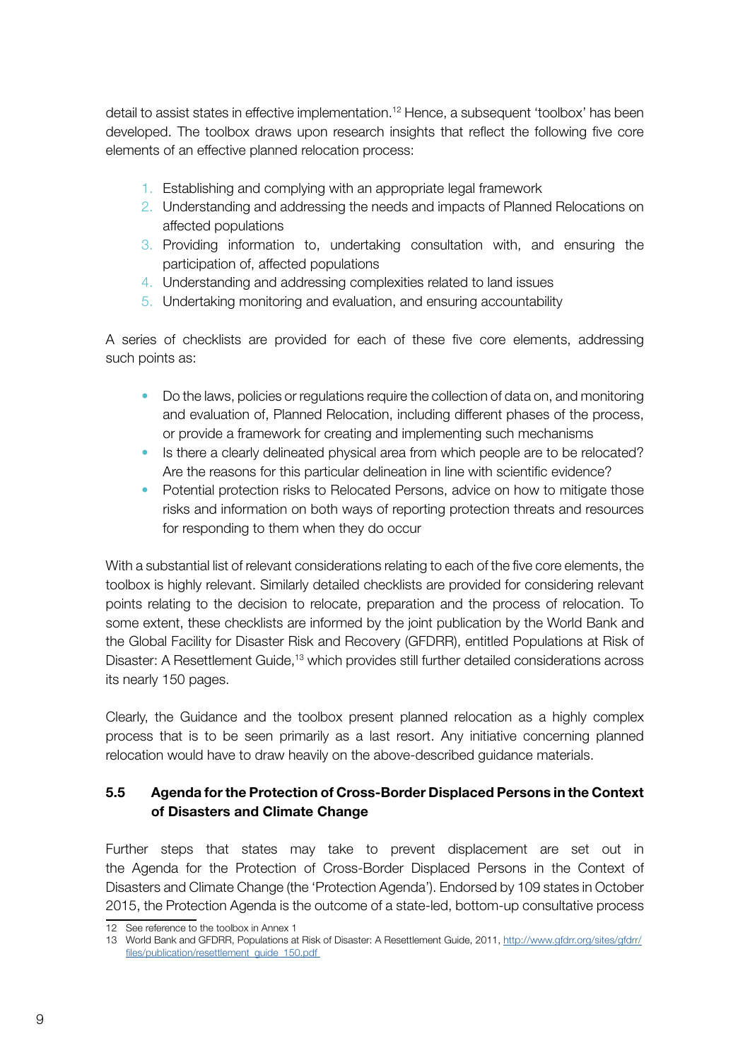detail to assist states in effective implementation.[12] Hence, a subsequent 'toolbox' has been developed. The toolbox draws upon research insights that reflect the following five core elements of an effective planned relocation process:

1. Establishing and complying with an appropriate legal framework
2. Understanding and addressing the needs and impacts of Planned Relocations on affected populations
3. Providing information to, undertaking consultation with, and ensuring the participation of, affected populations
4. Understanding and addressing complexities related to land issues
5. Undertaking monitoring and evaluation, and ensuring accountability

A series of checklists are provided for each of these five core elements, addressing such points as:

- Do the laws, policies or regulations require the collection of data on, and monitoring and evaluation of, Planned Relocation, including different phases of the process, or provide a framework for creating and implementing such mechanisms
- Is there a clearly delineated physical area from which people are to be relocated? Are the reasons for this particular delineation in line with scientific evidence?
- Potential protection risks to Relocated Persons, advice on how to mitigate those risks and information on both ways of reporting protection threats and resources for responding to them when they do occur

With a substantial list of relevant considerations relating to each of the five core elements, the toolbox is highly relevant. Similarly detailed checklists are provided for considering relevant points relating to the decision to relocate, preparation and the process of relocation. To some extent, these checklists are informed by the joint publication by the World Bank and the Global Facility for Disaster Risk and Recovery (GFDRR), entitled Populations at Risk of Disaster: A Resettlement Guide,[13] which provides still further detailed considerations across its nearly 150 pages.

Clearly, the Guidance and the toolbox present planned relocation as a highly complex process that is to be seen primarily as a last resort. Any initiative concerning planned relocation would have to draw heavily on the above-described guidance materials.

### 5.5 Agenda for the Protection of Cross-Border Displaced Persons in the Context of Disasters and Climate Change

Further steps that states may take to prevent displacement are set out in the Agenda for the Protection of Cross-Border Displaced Persons in the Context of Disasters and Climate Change (the 'Protection Agenda'). Endorsed by 109 states in October 2015, the Protection Agenda is the outcome of a state-led, bottom-up consultative process

---

12 See reference to the toolbox in Annex 1

13 World Bank and GFDRR, Populations at Risk of Disaster: A Resettlement Guide, 2011, http://www.gfdrr.org/sites/gfdrr/files/publication/resettlement_guide_150.pdf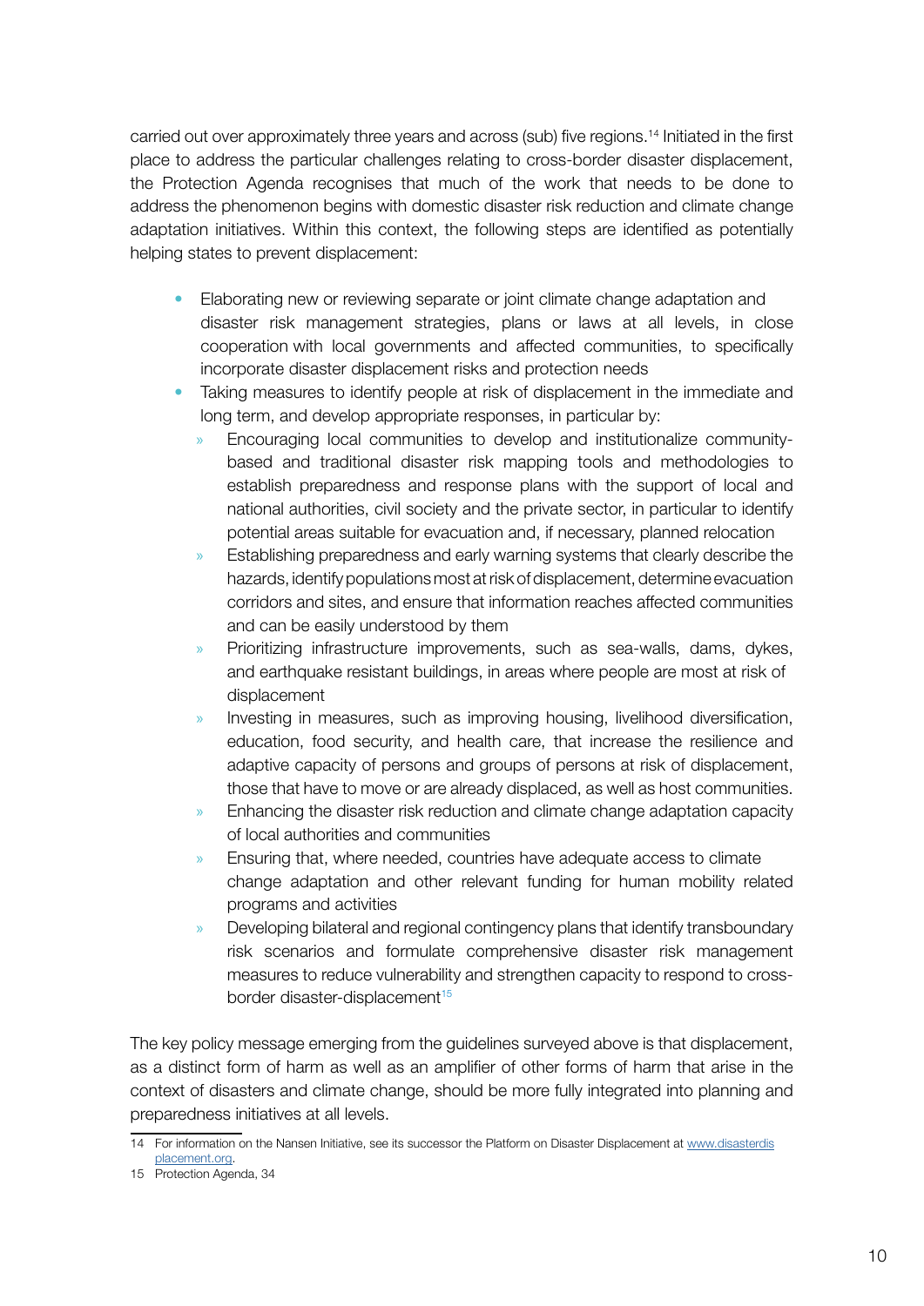carried out over approximately three years and across (sub) five regions.[14] Initiated in the first place to address the particular challenges relating to cross-border disaster displacement, the Protection Agenda recognises that much of the work that needs to be done to address the phenomenon begins with domestic disaster risk reduction and climate change adaptation initiatives. Within this context, the following steps are identified as potentially helping states to prevent displacement:

- Elaborating new or reviewing separate or joint climate change adaptation and disaster risk management strategies, plans or laws at all levels, in close cooperation with local governments and affected communities, to specifically incorporate disaster displacement risks and protection needs
- Taking measures to identify people at risk of displacement in the immediate and long term, and develop appropriate responses, in particular by:
  - Encouraging local communities to develop and institutionalize community-based and traditional disaster risk mapping tools and methodologies to establish preparedness and response plans with the support of local and national authorities, civil society and the private sector, in particular to identify potential areas suitable for evacuation and, if necessary, planned relocation
  - Establishing preparedness and early warning systems that clearly describe the hazards, identify populations most at risk of displacement, determine evacuation corridors and sites, and ensure that information reaches affected communities and can be easily understood by them
  - Prioritizing infrastructure improvements, such as sea-walls, dams, dykes, and earthquake resistant buildings, in areas where people are most at risk of displacement
  - Investing in measures, such as improving housing, livelihood diversification, education, food security, and health care, that increase the resilience and adaptive capacity of persons and groups of persons at risk of displacement, those that have to move or are already displaced, as well as host communities.
  - Enhancing the disaster risk reduction and climate change adaptation capacity of local authorities and communities
  - Ensuring that, where needed, countries have adequate access to climate change adaptation and other relevant funding for human mobility related programs and activities
  - Developing bilateral and regional contingency plans that identify transboundary risk scenarios and formulate comprehensive disaster risk management measures to reduce vulnerability and strengthen capacity to respond to cross-border disaster-displacement[15]

The key policy message emerging from the guidelines surveyed above is that displacement, as a distinct form of harm as well as an amplifier of other forms of harm that arise in the context of disasters and climate change, should be more fully integrated into planning and preparedness initiatives at all levels.

---

14 For information on the Nansen Initiative, see its successor the Platform on Disaster Displacement at www.disasterdisplacement.org.

15 Protection Agenda, 34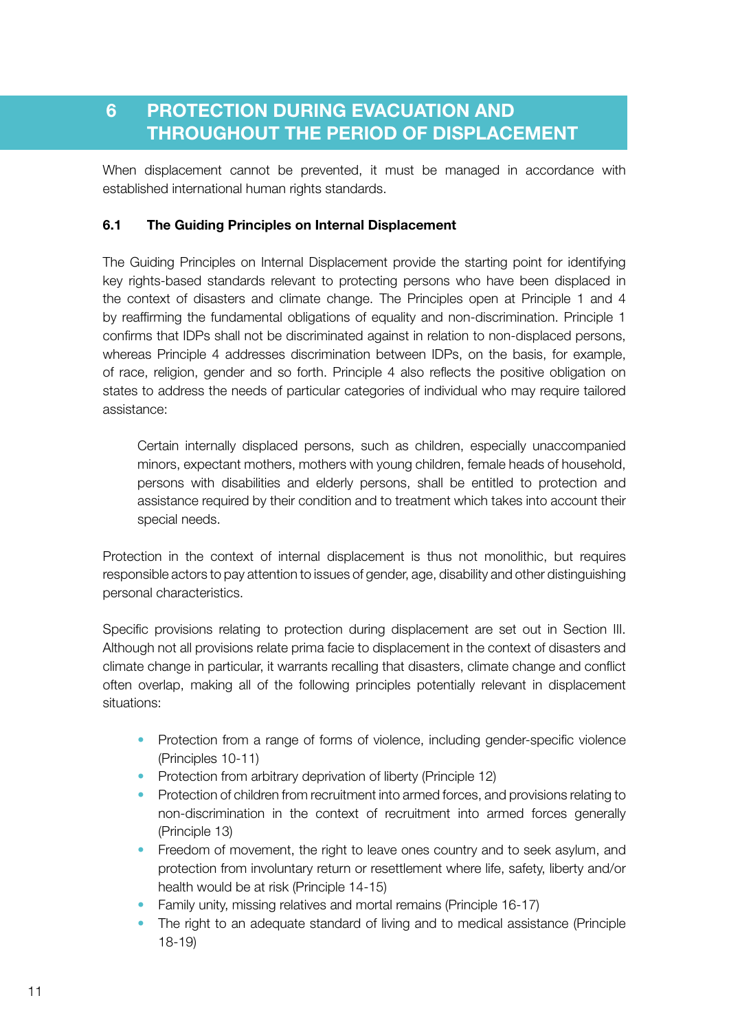# 6 PROTECTION DURING EVACUATION AND THROUGHOUT THE PERIOD OF DISPLACEMENT

When displacement cannot be prevented, it must be managed in accordance with established international human rights standards.

### 6.1 The Guiding Principles on Internal Displacement

The Guiding Principles on Internal Displacement provide the starting point for identifying key rights-based standards relevant to protecting persons who have been displaced in the context of disasters and climate change. The Principles open at Principle 1 and 4 by reaffirming the fundamental obligations of equality and non-discrimination. Principle 1 confirms that IDPs shall not be discriminated against in relation to non-displaced persons, whereas Principle 4 addresses discrimination between IDPs, on the basis, for example, of race, religion, gender and so forth. Principle 4 also reflects the positive obligation on states to address the needs of particular categories of individual who may require tailored assistance:

> Certain internally displaced persons, such as children, especially unaccompanied minors, expectant mothers, mothers with young children, female heads of household, persons with disabilities and elderly persons, shall be entitled to protection and assistance required by their condition and to treatment which takes into account their special needs.

Protection in the context of internal displacement is thus not monolithic, but requires responsible actors to pay attention to issues of gender, age, disability and other distinguishing personal characteristics.

Specific provisions relating to protection during displacement are set out in Section III. Although not all provisions relate prima facie to displacement in the context of disasters and climate change in particular, it warrants recalling that disasters, climate change and conflict often overlap, making all of the following principles potentially relevant in displacement situations:

- Protection from a range of forms of violence, including gender-specific violence (Principles 10-11)
- Protection from arbitrary deprivation of liberty (Principle 12)
- Protection of children from recruitment into armed forces, and provisions relating to non-discrimination in the context of recruitment into armed forces generally (Principle 13)
- Freedom of movement, the right to leave ones country and to seek asylum, and protection from involuntary return or resettlement where life, safety, liberty and/or health would be at risk (Principle 14-15)
- Family unity, missing relatives and mortal remains (Principle 16-17)
- The right to an adequate standard of living and to medical assistance (Principle 18-19)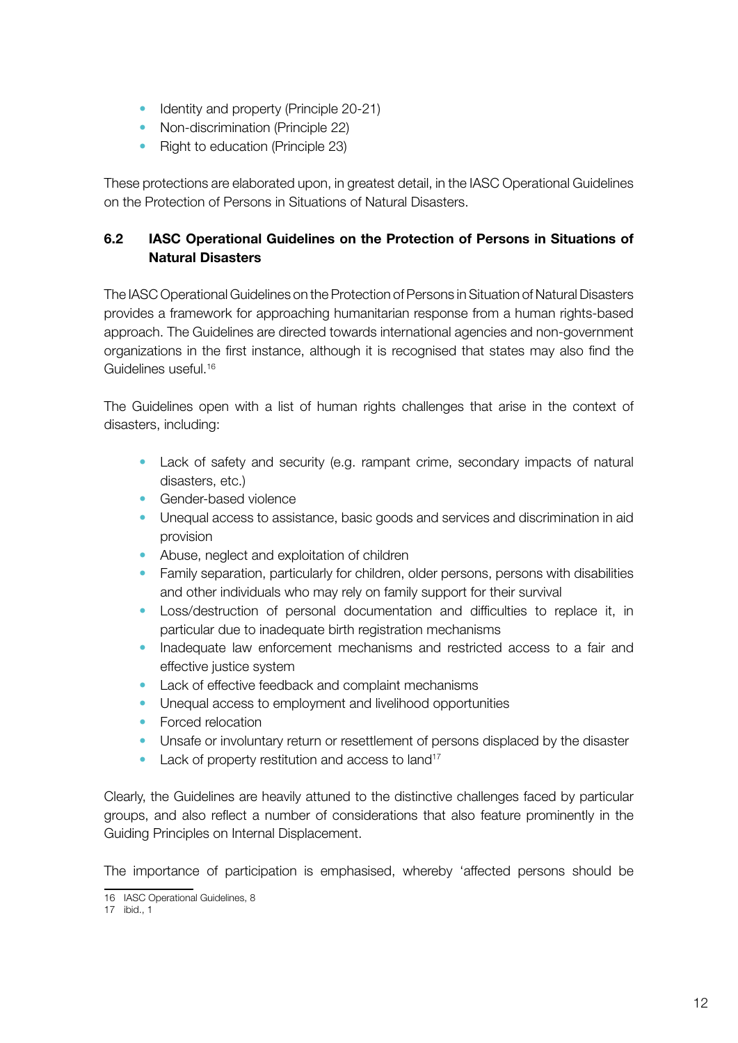- Identity and property (Principle 20-21)
- Non-discrimination (Principle 22)
- Right to education (Principle 23)

These protections are elaborated upon, in greatest detail, in the IASC Operational Guidelines on the Protection of Persons in Situations of Natural Disasters.

### 6.2 IASC Operational Guidelines on the Protection of Persons in Situations of Natural Disasters

The IASC Operational Guidelines on the Protection of Persons in Situation of Natural Disasters provides a framework for approaching humanitarian response from a human rights-based approach. The Guidelines are directed towards international agencies and non-government organizations in the first instance, although it is recognised that states may also find the Guidelines useful.[16]

The Guidelines open with a list of human rights challenges that arise in the context of disasters, including:

- Lack of safety and security (e.g. rampant crime, secondary impacts of natural disasters, etc.)
- Gender-based violence
- Unequal access to assistance, basic goods and services and discrimination in aid provision
- Abuse, neglect and exploitation of children
- Family separation, particularly for children, older persons, persons with disabilities and other individuals who may rely on family support for their survival
- Loss/destruction of personal documentation and difficulties to replace it, in particular due to inadequate birth registration mechanisms
- Inadequate law enforcement mechanisms and restricted access to a fair and effective justice system
- Lack of effective feedback and complaint mechanisms
- Unequal access to employment and livelihood opportunities
- Forced relocation
- Unsafe or involuntary return or resettlement of persons displaced by the disaster
- Lack of property restitution and access to land[17]

Clearly, the Guidelines are heavily attuned to the distinctive challenges faced by particular groups, and also reflect a number of considerations that also feature prominently in the Guiding Principles on Internal Displacement.

The importance of participation is emphasised, whereby 'affected persons should be

16 IASC Operational Guidelines, 8
17 ibid., 1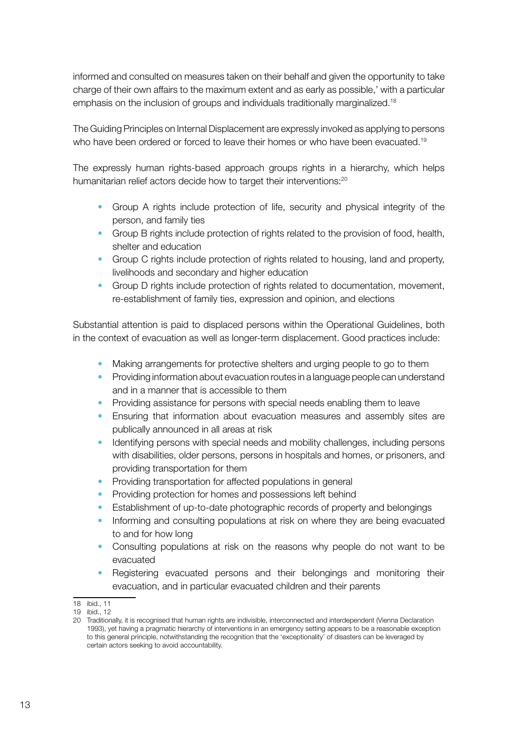informed and consulted on measures taken on their behalf and given the opportunity to take charge of their own affairs to the maximum extent and as early as possible,' with a particular emphasis on the inclusion of groups and individuals traditionally marginalized.[18]

The Guiding Principles on Internal Displacement are expressly invoked as applying to persons who have been ordered or forced to leave their homes or who have been evacuated.[19]

The expressly human rights-based approach groups rights in a hierarchy, which helps humanitarian relief actors decide how to target their interventions:[20]

- Group A rights include protection of life, security and physical integrity of the person, and family ties
- Group B rights include protection of rights related to the provision of food, health, shelter and education
- Group C rights include protection of rights related to housing, land and property, livelihoods and secondary and higher education
- Group D rights include protection of rights related to documentation, movement, re-establishment of family ties, expression and opinion, and elections

Substantial attention is paid to displaced persons within the Operational Guidelines, both in the context of evacuation as well as longer-term displacement. Good practices include:

- Making arrangements for protective shelters and urging people to go to them
- Providing information about evacuation routes in a language people can understand and in a manner that is accessible to them
- Providing assistance for persons with special needs enabling them to leave
- Ensuring that information about evacuation measures and assembly sites are publically announced in all areas at risk
- Identifying persons with special needs and mobility challenges, including persons with disabilities, older persons, persons in hospitals and homes, or prisoners, and providing transportation for them
- Providing transportation for affected populations in general
- Providing protection for homes and possessions left behind
- Establishment of up-to-date photographic records of property and belongings
- Informing and consulting populations at risk on where they are being evacuated to and for how long
- Consulting populations at risk on the reasons why people do not want to be evacuated
- Registering evacuated persons and their belongings and monitoring their evacuation, and in particular evacuated children and their parents

18 ibid., 11

19 ibid., 12

20 Traditionally, it is recognised that human rights are indivisible, interconnected and interdependent (Vienna Declaration 1993), yet having a pragmatic hierarchy of interventions in an emergency setting appears to be a reasonable exception to this general principle, notwithstanding the recognition that the 'exceptionality' of disasters can be leveraged by certain actors seeking to avoid accountability.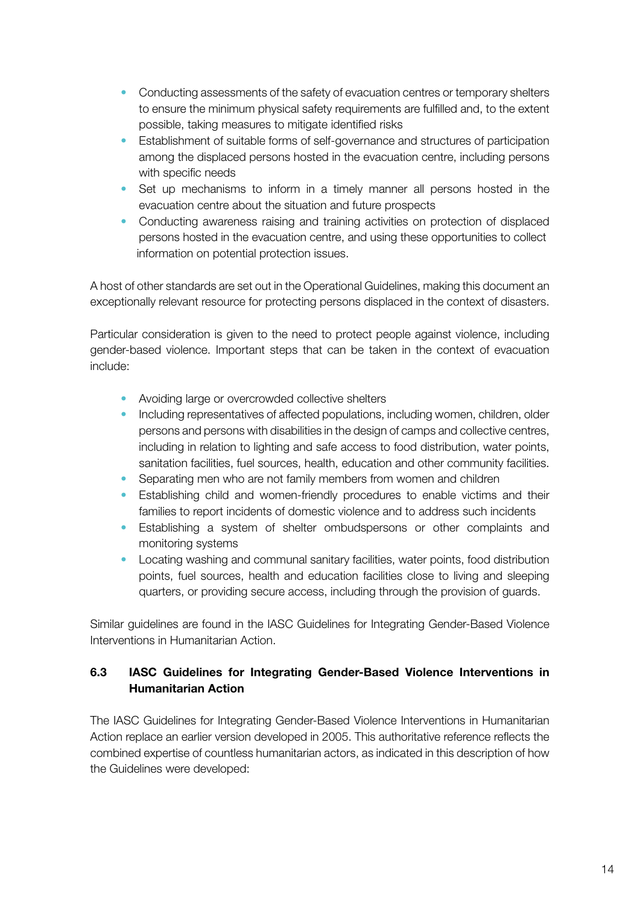- Conducting assessments of the safety of evacuation centres or temporary shelters to ensure the minimum physical safety requirements are fulfilled and, to the extent possible, taking measures to mitigate identified risks
- Establishment of suitable forms of self-governance and structures of participation among the displaced persons hosted in the evacuation centre, including persons with specific needs
- Set up mechanisms to inform in a timely manner all persons hosted in the evacuation centre about the situation and future prospects
- Conducting awareness raising and training activities on protection of displaced persons hosted in the evacuation centre, and using these opportunities to collect information on potential protection issues.

A host of other standards are set out in the Operational Guidelines, making this document an exceptionally relevant resource for protecting persons displaced in the context of disasters.

Particular consideration is given to the need to protect people against violence, including gender-based violence. Important steps that can be taken in the context of evacuation include:

- Avoiding large or overcrowded collective shelters
- Including representatives of affected populations, including women, children, older persons and persons with disabilities in the design of camps and collective centres, including in relation to lighting and safe access to food distribution, water points, sanitation facilities, fuel sources, health, education and other community facilities.
- Separating men who are not family members from women and children
- Establishing child and women-friendly procedures to enable victims and their families to report incidents of domestic violence and to address such incidents
- Establishing a system of shelter ombudspersons or other complaints and monitoring systems
- Locating washing and communal sanitary facilities, water points, food distribution points, fuel sources, health and education facilities close to living and sleeping quarters, or providing secure access, including through the provision of guards.

Similar guidelines are found in the IASC Guidelines for Integrating Gender-Based Violence Interventions in Humanitarian Action.

### 6.3 IASC Guidelines for Integrating Gender-Based Violence Interventions in Humanitarian Action

The IASC Guidelines for Integrating Gender-Based Violence Interventions in Humanitarian Action replace an earlier version developed in 2005. This authoritative reference reflects the combined expertise of countless humanitarian actors, as indicated in this description of how the Guidelines were developed: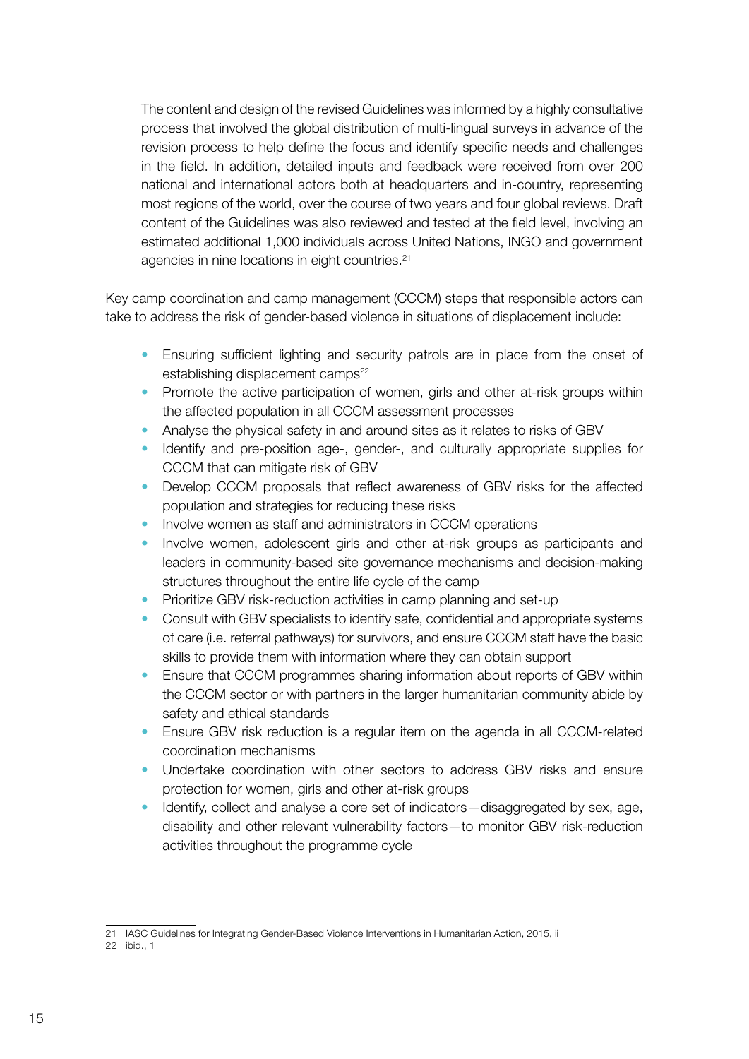The content and design of the revised Guidelines was informed by a highly consultative process that involved the global distribution of multi-lingual surveys in advance of the revision process to help define the focus and identify specific needs and challenges in the field. In addition, detailed inputs and feedback were received from over 200 national and international actors both at headquarters and in-country, representing most regions of the world, over the course of two years and four global reviews. Draft content of the Guidelines was also reviewed and tested at the field level, involving an estimated additional 1,000 individuals across United Nations, INGO and government agencies in nine locations in eight countries.[21]

Key camp coordination and camp management (CCCM) steps that responsible actors can take to address the risk of gender-based violence in situations of displacement include:

- Ensuring sufficient lighting and security patrols are in place from the onset of establishing displacement camps[22]
- Promote the active participation of women, girls and other at-risk groups within the affected population in all CCCM assessment processes
- Analyse the physical safety in and around sites as it relates to risks of GBV
- Identify and pre-position age-, gender-, and culturally appropriate supplies for CCCM that can mitigate risk of GBV
- Develop CCCM proposals that reflect awareness of GBV risks for the affected population and strategies for reducing these risks
- Involve women as staff and administrators in CCCM operations
- Involve women, adolescent girls and other at-risk groups as participants and leaders in community-based site governance mechanisms and decision-making structures throughout the entire life cycle of the camp
- Prioritize GBV risk-reduction activities in camp planning and set-up
- Consult with GBV specialists to identify safe, confidential and appropriate systems of care (i.e. referral pathways) for survivors, and ensure CCCM staff have the basic skills to provide them with information where they can obtain support
- Ensure that CCCM programmes sharing information about reports of GBV within the CCCM sector or with partners in the larger humanitarian community abide by safety and ethical standards
- Ensure GBV risk reduction is a regular item on the agenda in all CCCM-related coordination mechanisms
- Undertake coordination with other sectors to address GBV risks and ensure protection for women, girls and other at-risk groups
- Identify, collect and analyse a core set of indicators—disaggregated by sex, age, disability and other relevant vulnerability factors—to monitor GBV risk-reduction activities throughout the programme cycle

---

21 IASC Guidelines for Integrating Gender-Based Violence Interventions in Humanitarian Action, 2015, ii

22 ibid., 1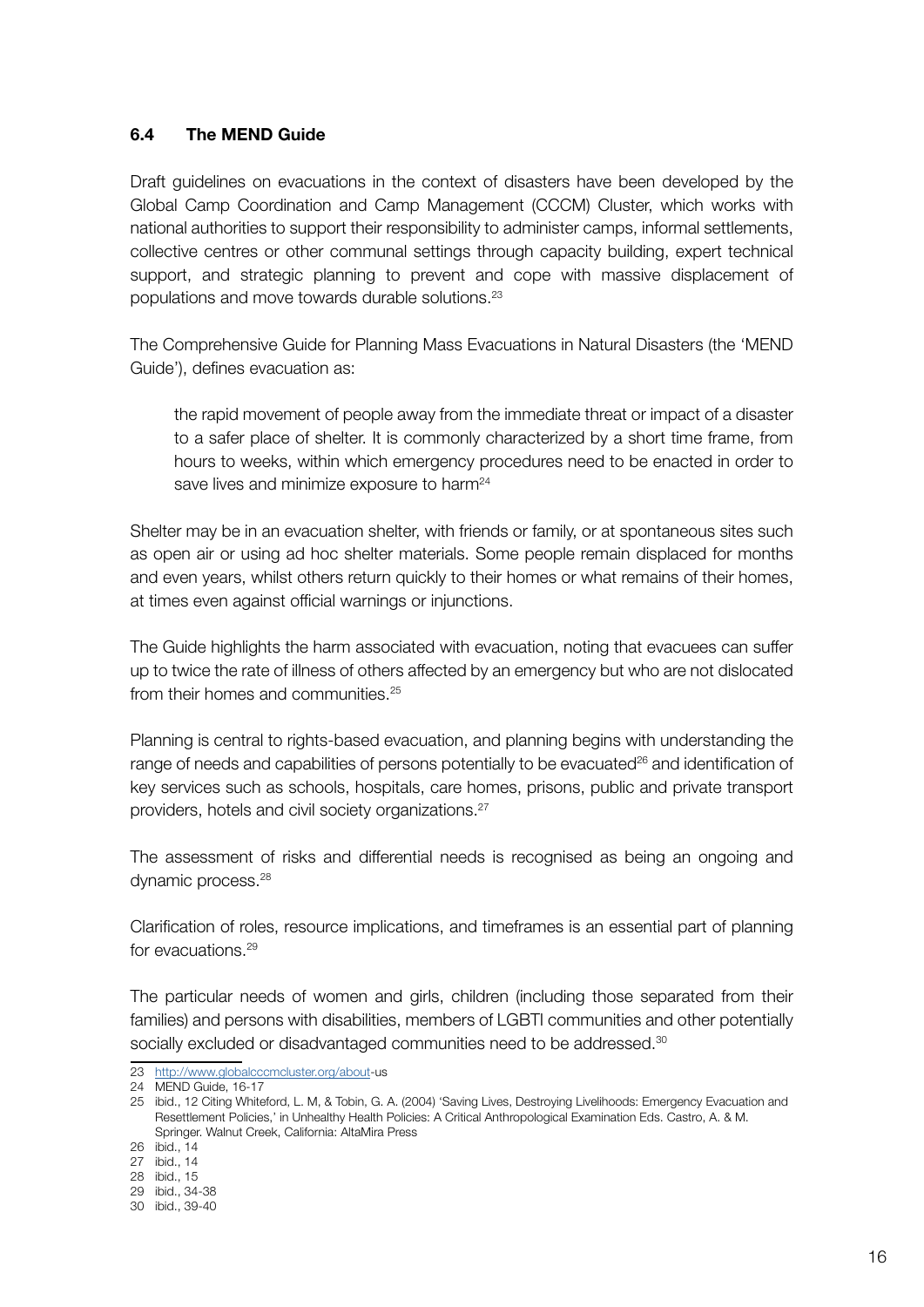### 6.4 The MEND Guide

Draft guidelines on evacuations in the context of disasters have been developed by the Global Camp Coordination and Camp Management (CCCM) Cluster, which works with national authorities to support their responsibility to administer camps, informal settlements, collective centres or other communal settings through capacity building, expert technical support, and strategic planning to prevent and cope with massive displacement of populations and move towards durable solutions.[23]

The Comprehensive Guide for Planning Mass Evacuations in Natural Disasters (the 'MEND Guide'), defines evacuation as:

> the rapid movement of people away from the immediate threat or impact of a disaster to a safer place of shelter. It is commonly characterized by a short time frame, from hours to weeks, within which emergency procedures need to be enacted in order to save lives and minimize exposure to harm[24]

Shelter may be in an evacuation shelter, with friends or family, or at spontaneous sites such as open air or using ad hoc shelter materials. Some people remain displaced for months and even years, whilst others return quickly to their homes or what remains of their homes, at times even against official warnings or injunctions.

The Guide highlights the harm associated with evacuation, noting that evacuees can suffer up to twice the rate of illness of others affected by an emergency but who are not dislocated from their homes and communities.[25]

Planning is central to rights-based evacuation, and planning begins with understanding the range of needs and capabilities of persons potentially to be evacuated[26] and identification of key services such as schools, hospitals, care homes, prisons, public and private transport providers, hotels and civil society organizations.[27]

The assessment of risks and differential needs is recognised as being an ongoing and dynamic process.[28]

Clarification of roles, resource implications, and timeframes is an essential part of planning for evacuations.[29]

The particular needs of women and girls, children (including those separated from their families) and persons with disabilities, members of LGBTI communities and other potentially socially excluded or disadvantaged communities need to be addressed.[30]

---

23 http://www.globalcccmcluster.org/about-us

24 MEND Guide, 16-17

25 ibid., 12 Citing Whiteford, L. M, & Tobin, G. A. (2004) 'Saving Lives, Destroying Livelihoods: Emergency Evacuation and Resettlement Policies,' in Unhealthy Health Policies: A Critical Anthropological Examination Eds. Castro, A. & M. Springer. Walnut Creek, California: AltaMira Press

26 ibid., 14

27 ibid., 14

28 ibid., 15

29 ibid., 34-38

30 ibid., 39-40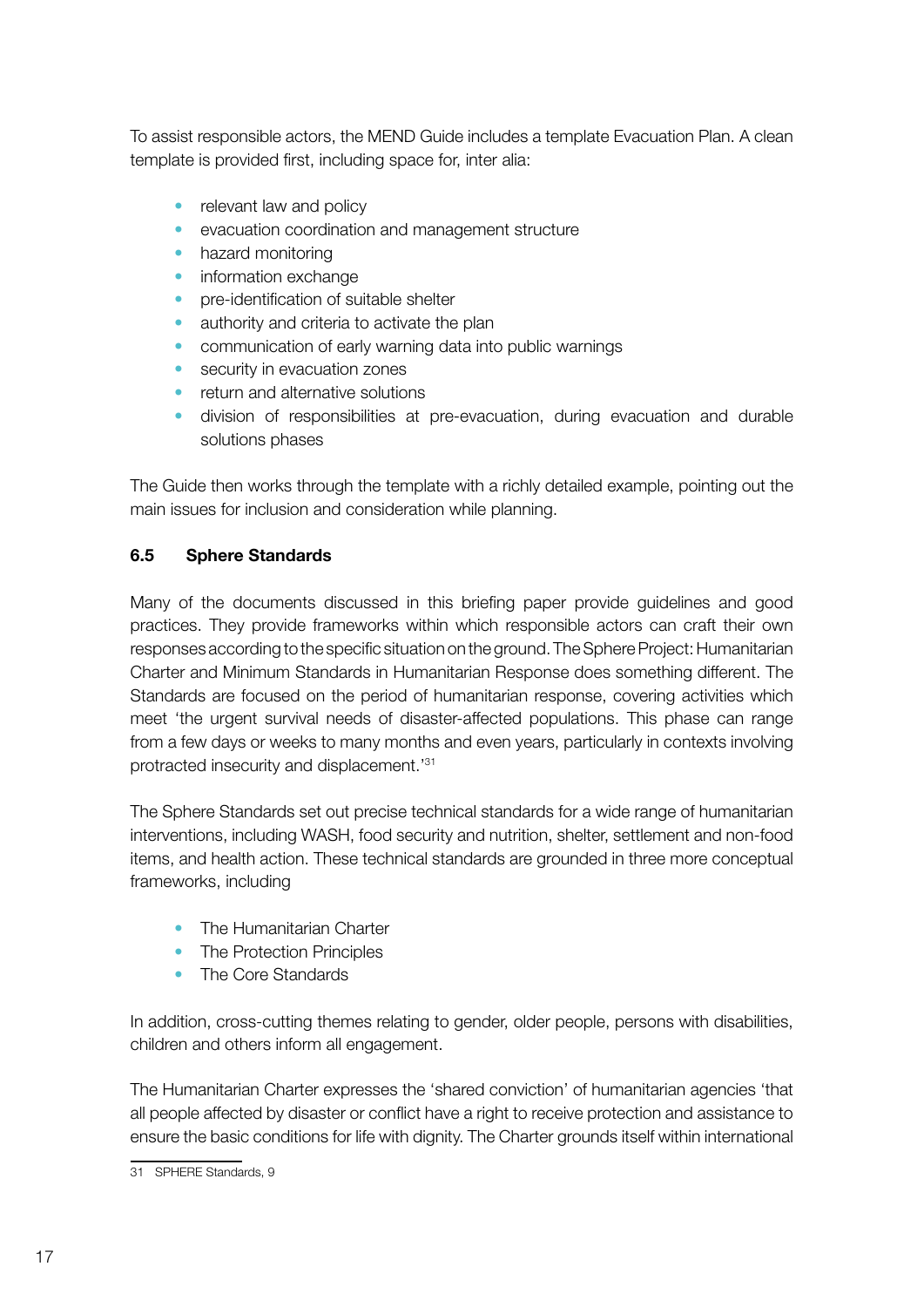To assist responsible actors, the MEND Guide includes a template Evacuation Plan. A clean template is provided first, including space for, inter alia:

- relevant law and policy
- evacuation coordination and management structure
- hazard monitoring
- information exchange
- pre-identification of suitable shelter
- authority and criteria to activate the plan
- communication of early warning data into public warnings
- security in evacuation zones
- return and alternative solutions
- division of responsibilities at pre-evacuation, during evacuation and durable solutions phases

The Guide then works through the template with a richly detailed example, pointing out the main issues for inclusion and consideration while planning.

### 6.5 Sphere Standards

Many of the documents discussed in this briefing paper provide guidelines and good practices. They provide frameworks within which responsible actors can craft their own responses according to the specific situation on the ground. The Sphere Project: Humanitarian Charter and Minimum Standards in Humanitarian Response does something different. The Standards are focused on the period of humanitarian response, covering activities which meet 'the urgent survival needs of disaster-affected populations. This phase can range from a few days or weeks to many months and even years, particularly in contexts involving protracted insecurity and displacement.'[31]

The Sphere Standards set out precise technical standards for a wide range of humanitarian interventions, including WASH, food security and nutrition, shelter, settlement and non-food items, and health action. These technical standards are grounded in three more conceptual frameworks, including

- The Humanitarian Charter
- The Protection Principles
- The Core Standards

In addition, cross-cutting themes relating to gender, older people, persons with disabilities, children and others inform all engagement.

The Humanitarian Charter expresses the 'shared conviction' of humanitarian agencies 'that all people affected by disaster or conflict have a right to receive protection and assistance to ensure the basic conditions for life with dignity. The Charter grounds itself within international

---

31 SPHERE Standards, 9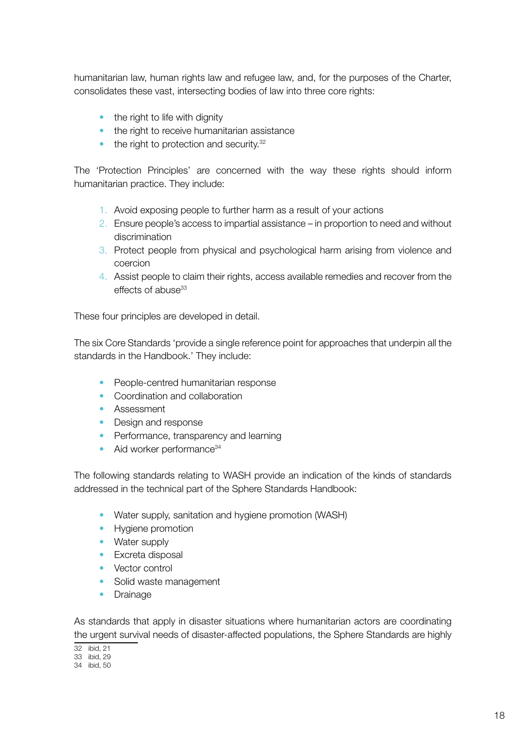humanitarian law, human rights law and refugee law, and, for the purposes of the Charter, consolidates these vast, intersecting bodies of law into three core rights:

- the right to life with dignity
- the right to receive humanitarian assistance
- the right to protection and security.[32]

The 'Protection Principles' are concerned with the way these rights should inform humanitarian practice. They include:

1. Avoid exposing people to further harm as a result of your actions
2. Ensure people's access to impartial assistance – in proportion to need and without discrimination
3. Protect people from physical and psychological harm arising from violence and coercion
4. Assist people to claim their rights, access available remedies and recover from the effects of abuse[33]

These four principles are developed in detail.

The six Core Standards 'provide a single reference point for approaches that underpin all the standards in the Handbook.' They include:

- People-centred humanitarian response
- Coordination and collaboration
- Assessment
- Design and response
- Performance, transparency and learning
- Aid worker performance[34]

The following standards relating to WASH provide an indication of the kinds of standards addressed in the technical part of the Sphere Standards Handbook:

- Water supply, sanitation and hygiene promotion (WASH)
- Hygiene promotion
- Water supply
- Excreta disposal
- Vector control
- Solid waste management
- Drainage

As standards that apply in disaster situations where humanitarian actors are coordinating the urgent survival needs of disaster-affected populations, the Sphere Standards are highly

32 ibid, 21
33 ibid, 29
34 ibid, 50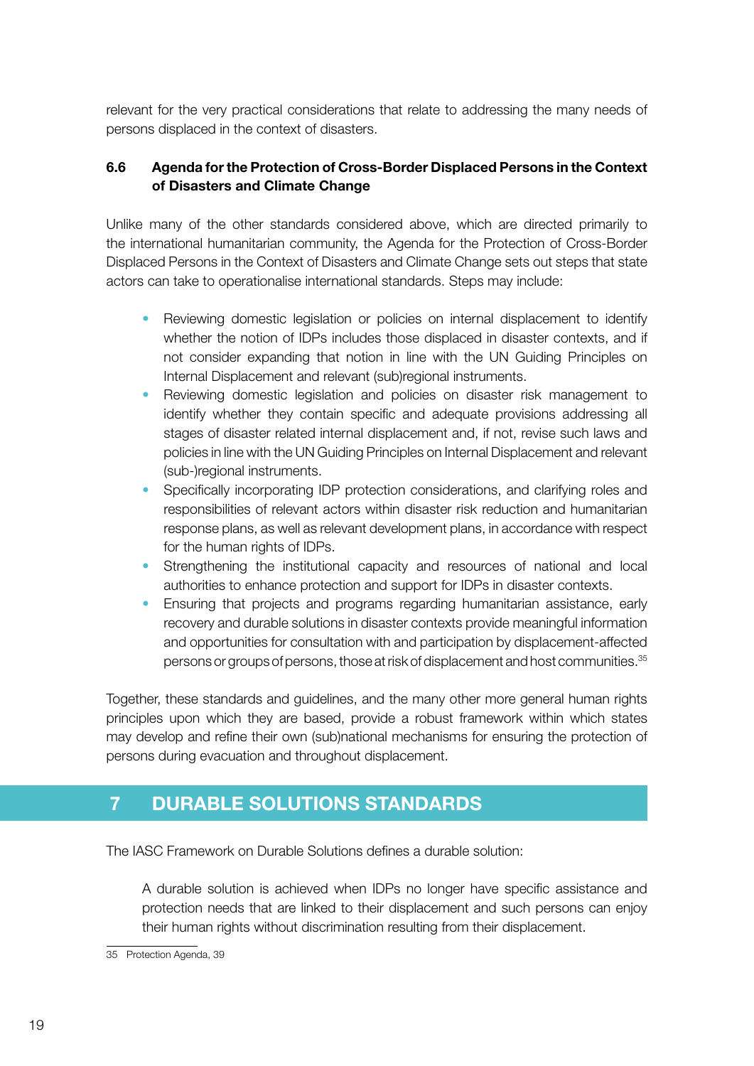relevant for the very practical considerations that relate to addressing the many needs of persons displaced in the context of disasters.

### 6.6 Agenda for the Protection of Cross-Border Displaced Persons in the Context of Disasters and Climate Change

Unlike many of the other standards considered above, which are directed primarily to the international humanitarian community, the Agenda for the Protection of Cross-Border Displaced Persons in the Context of Disasters and Climate Change sets out steps that state actors can take to operationalise international standards. Steps may include:

- Reviewing domestic legislation or policies on internal displacement to identify whether the notion of IDPs includes those displaced in disaster contexts, and if not consider expanding that notion in line with the UN Guiding Principles on Internal Displacement and relevant (sub)regional instruments.
- Reviewing domestic legislation and policies on disaster risk management to identify whether they contain specific and adequate provisions addressing all stages of disaster related internal displacement and, if not, revise such laws and policies in line with the UN Guiding Principles on Internal Displacement and relevant (sub-)regional instruments.
- Specifically incorporating IDP protection considerations, and clarifying roles and responsibilities of relevant actors within disaster risk reduction and humanitarian response plans, as well as relevant development plans, in accordance with respect for the human rights of IDPs.
- Strengthening the institutional capacity and resources of national and local authorities to enhance protection and support for IDPs in disaster contexts.
- Ensuring that projects and programs regarding humanitarian assistance, early recovery and durable solutions in disaster contexts provide meaningful information and opportunities for consultation with and participation by displacement-affected persons or groups of persons, those at risk of displacement and host communities.[35]

Together, these standards and guidelines, and the many other more general human rights principles upon which they are based, provide a robust framework within which states may develop and refine their own (sub)national mechanisms for ensuring the protection of persons during evacuation and throughout displacement.

## 7 DURABLE SOLUTIONS STANDARDS

The IASC Framework on Durable Solutions defines a durable solution:

> A durable solution is achieved when IDPs no longer have specific assistance and protection needs that are linked to their displacement and such persons can enjoy their human rights without discrimination resulting from their displacement.

---

35 Protection Agenda, 39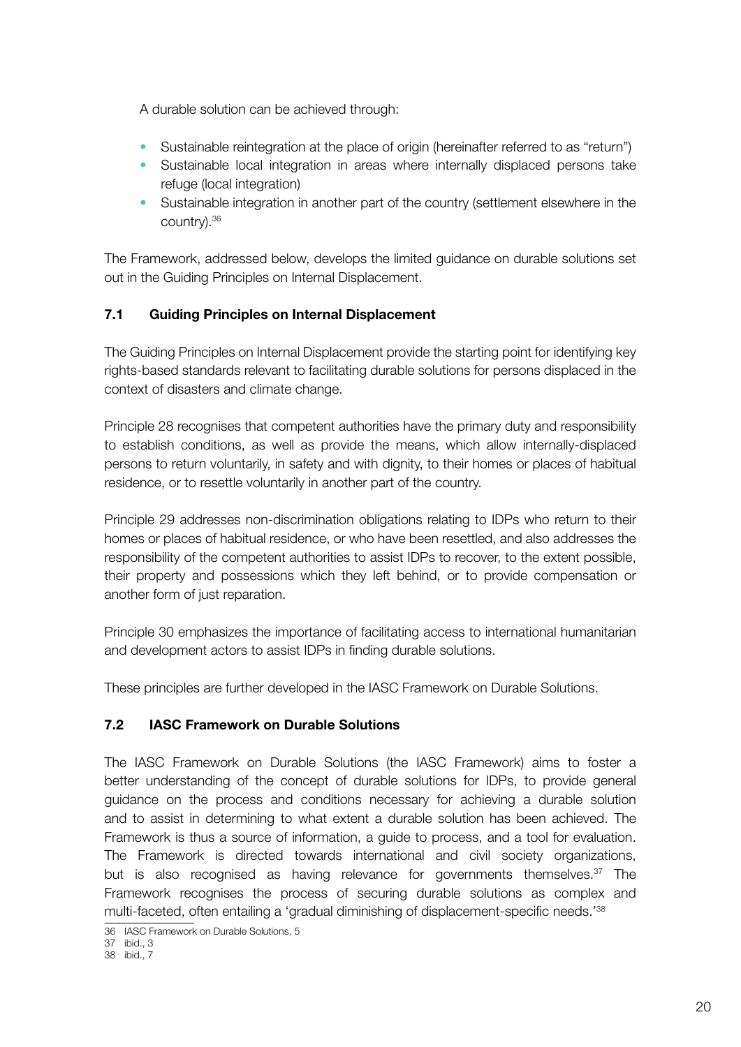A durable solution can be achieved through:

- Sustainable reintegration at the place of origin (hereinafter referred to as "return")
- Sustainable local integration in areas where internally displaced persons take refuge (local integration)
- Sustainable integration in another part of the country (settlement elsewhere in the country).[36]

The Framework, addressed below, develops the limited guidance on durable solutions set out in the Guiding Principles on Internal Displacement.

### 7.1 Guiding Principles on Internal Displacement

The Guiding Principles on Internal Displacement provide the starting point for identifying key rights-based standards relevant to facilitating durable solutions for persons displaced in the context of disasters and climate change.

Principle 28 recognises that competent authorities have the primary duty and responsibility to establish conditions, as well as provide the means, which allow internally-displaced persons to return voluntarily, in safety and with dignity, to their homes or places of habitual residence, or to resettle voluntarily in another part of the country.

Principle 29 addresses non-discrimination obligations relating to IDPs who return to their homes or places of habitual residence, or who have been resettled, and also addresses the responsibility of the competent authorities to assist IDPs to recover, to the extent possible, their property and possessions which they left behind, or to provide compensation or another form of just reparation.

Principle 30 emphasizes the importance of facilitating access to international humanitarian and development actors to assist IDPs in finding durable solutions.

These principles are further developed in the IASC Framework on Durable Solutions.

### 7.2 IASC Framework on Durable Solutions

The IASC Framework on Durable Solutions (the IASC Framework) aims to foster a better understanding of the concept of durable solutions for IDPs, to provide general guidance on the process and conditions necessary for achieving a durable solution and to assist in determining to what extent a durable solution has been achieved. The Framework is thus a source of information, a guide to process, and a tool for evaluation. The Framework is directed towards international and civil society organizations, but is also recognised as having relevance for governments themselves.[37] The Framework recognises the process of securing durable solutions as complex and multi-faceted, often entailing a 'gradual diminishing of displacement-specific needs.'[38]

---

36 IASC Framework on Durable Solutions, 5

37 ibid., 3

38 ibid., 7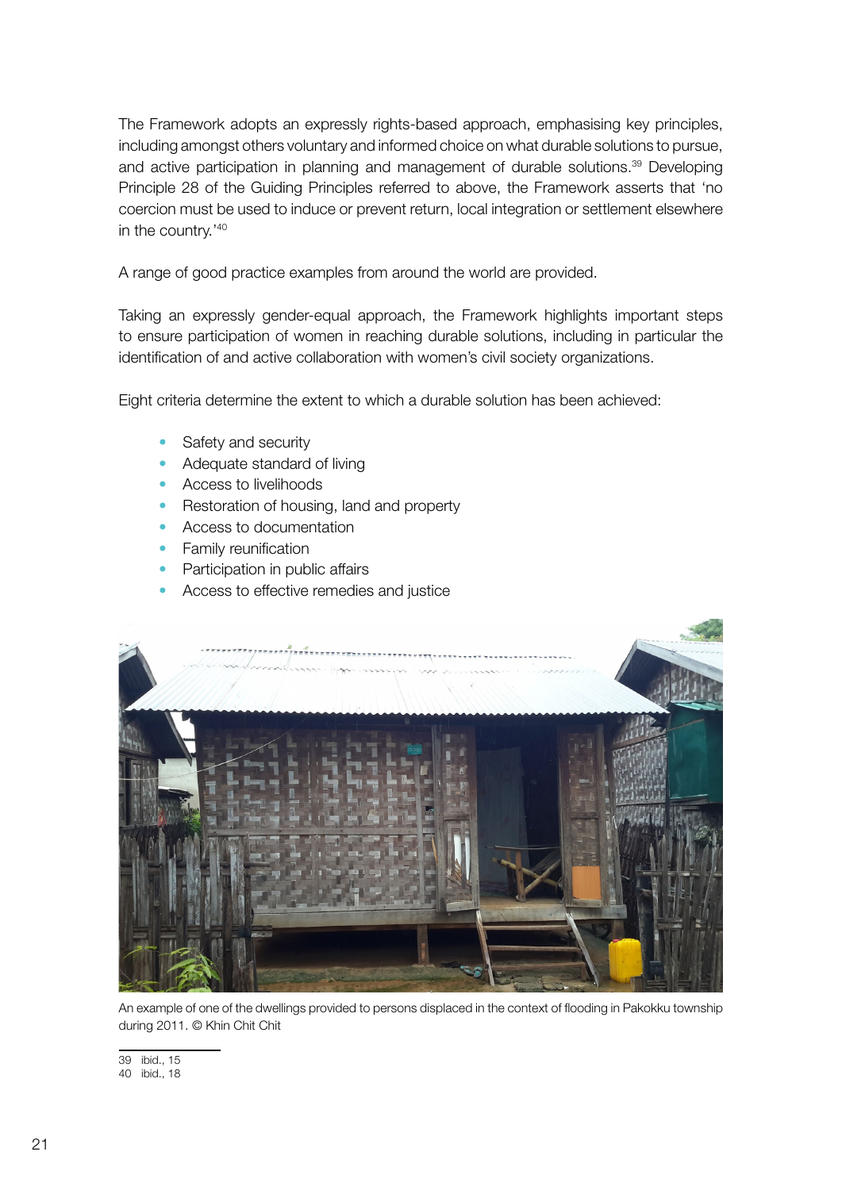The Framework adopts an expressly rights-based approach, emphasising key principles, including amongst others voluntary and informed choice on what durable solutions to pursue, and active participation in planning and management of durable solutions.[39] Developing Principle 28 of the Guiding Principles referred to above, the Framework asserts that 'no coercion must be used to induce or prevent return, local integration or settlement elsewhere in the country.'[40]

A range of good practice examples from around the world are provided.

Taking an expressly gender-equal approach, the Framework highlights important steps to ensure participation of women in reaching durable solutions, including in particular the identification of and active collaboration with women's civil society organizations.

Eight criteria determine the extent to which a durable solution has been achieved:

- Safety and security
- Adequate standard of living
- Access to livelihoods
- Restoration of housing, land and property
- Access to documentation
- Family reunification
- Participation in public affairs
- Access to effective remedies and justice

An example of one of the dwellings provided to persons displaced in the context of flooding in Pakokku township during 2011. © Khin Chit Chit

39 ibid., 15
40 ibid., 18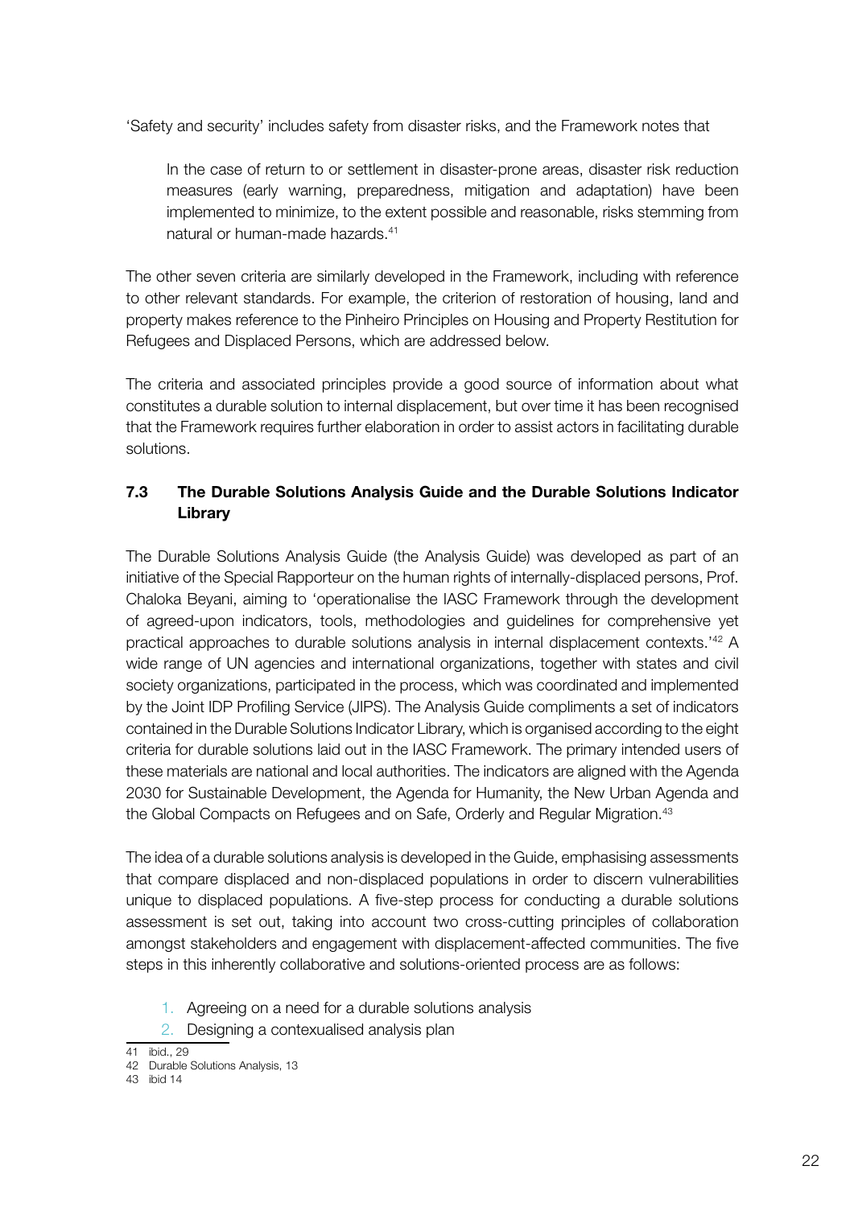'Safety and security' includes safety from disaster risks, and the Framework notes that

> In the case of return to or settlement in disaster-prone areas, disaster risk reduction measures (early warning, preparedness, mitigation and adaptation) have been implemented to minimize, to the extent possible and reasonable, risks stemming from natural or human-made hazards.[41]

The other seven criteria are similarly developed in the Framework, including with reference to other relevant standards. For example, the criterion of restoration of housing, land and property makes reference to the Pinheiro Principles on Housing and Property Restitution for Refugees and Displaced Persons, which are addressed below.

The criteria and associated principles provide a good source of information about what constitutes a durable solution to internal displacement, but over time it has been recognised that the Framework requires further elaboration in order to assist actors in facilitating durable solutions.

### 7.3 The Durable Solutions Analysis Guide and the Durable Solutions Indicator Library

The Durable Solutions Analysis Guide (the Analysis Guide) was developed as part of an initiative of the Special Rapporteur on the human rights of internally-displaced persons, Prof. Chaloka Beyani, aiming to 'operationalise the IASC Framework through the development of agreed-upon indicators, tools, methodologies and guidelines for comprehensive yet practical approaches to durable solutions analysis in internal displacement contexts.'[42] A wide range of UN agencies and international organizations, together with states and civil society organizations, participated in the process, which was coordinated and implemented by the Joint IDP Profiling Service (JIPS). The Analysis Guide compliments a set of indicators contained in the Durable Solutions Indicator Library, which is organised according to the eight criteria for durable solutions laid out in the IASC Framework. The primary intended users of these materials are national and local authorities. The indicators are aligned with the Agenda 2030 for Sustainable Development, the Agenda for Humanity, the New Urban Agenda and the Global Compacts on Refugees and on Safe, Orderly and Regular Migration.[43]

The idea of a durable solutions analysis is developed in the Guide, emphasising assessments that compare displaced and non-displaced populations in order to discern vulnerabilities unique to displaced populations. A five-step process for conducting a durable solutions assessment is set out, taking into account two cross-cutting principles of collaboration amongst stakeholders and engagement with displacement-affected communities. The five steps in this inherently collaborative and solutions-oriented process are as follows:

1. Agreeing on a need for a durable solutions analysis
2. Designing a contexualised analysis plan

41 ibid., 29

42 Durable Solutions Analysis, 13

43 ibid 14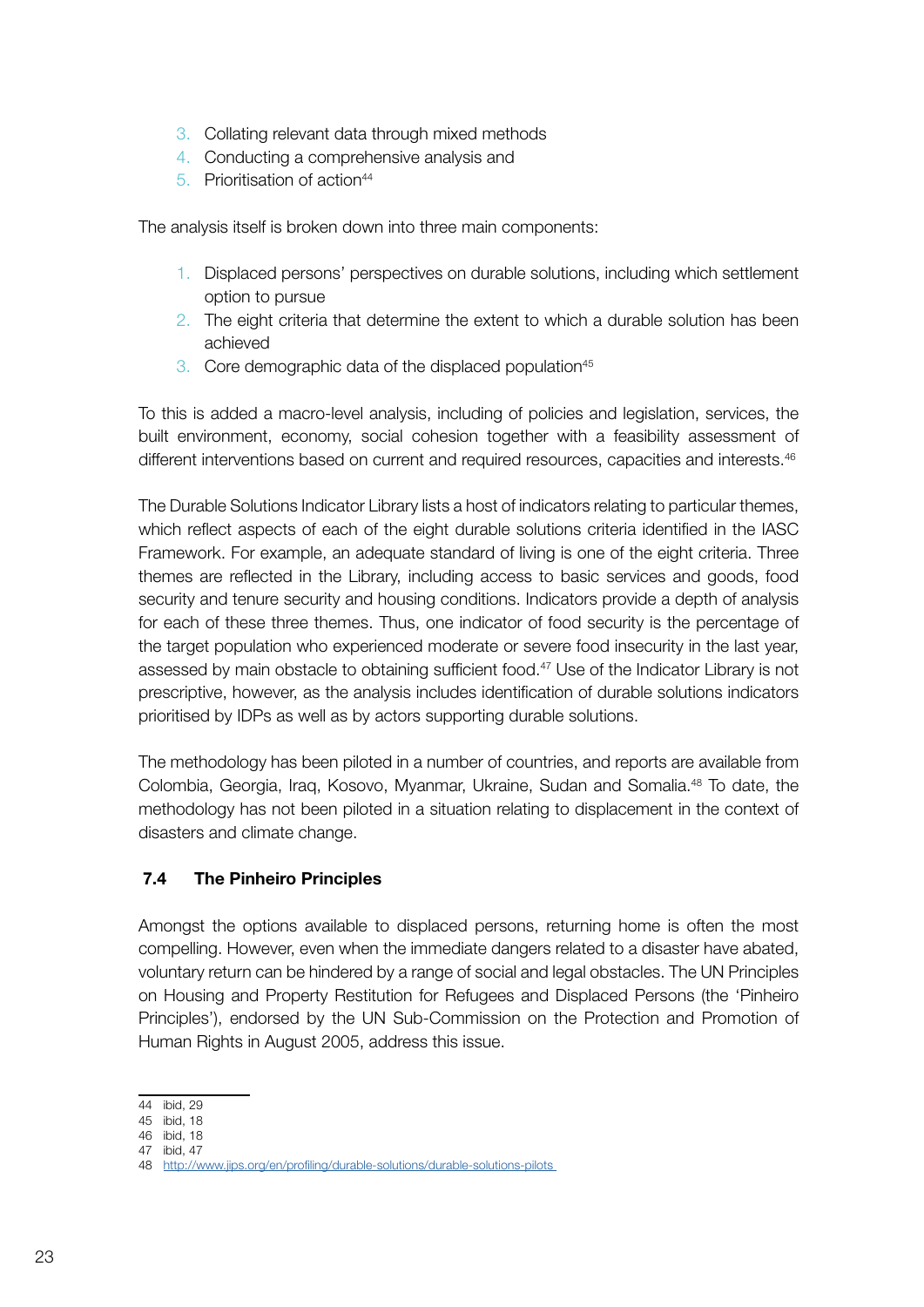3. Collating relevant data through mixed methods
4. Conducting a comprehensive analysis and
5. Prioritisation of action[44]

The analysis itself is broken down into three main components:

1. Displaced persons' perspectives on durable solutions, including which settlement option to pursue
2. The eight criteria that determine the extent to which a durable solution has been achieved
3. Core demographic data of the displaced population[45]

To this is added a macro-level analysis, including of policies and legislation, services, the built environment, economy, social cohesion together with a feasibility assessment of different interventions based on current and required resources, capacities and interests.[46]

The Durable Solutions Indicator Library lists a host of indicators relating to particular themes, which reflect aspects of each of the eight durable solutions criteria identified in the IASC Framework. For example, an adequate standard of living is one of the eight criteria. Three themes are reflected in the Library, including access to basic services and goods, food security and tenure security and housing conditions. Indicators provide a depth of analysis for each of these three themes. Thus, one indicator of food security is the percentage of the target population who experienced moderate or severe food insecurity in the last year, assessed by main obstacle to obtaining sufficient food.[47] Use of the Indicator Library is not prescriptive, however, as the analysis includes identification of durable solutions indicators prioritised by IDPs as well as by actors supporting durable solutions.

The methodology has been piloted in a number of countries, and reports are available from Colombia, Georgia, Iraq, Kosovo, Myanmar, Ukraine, Sudan and Somalia.[48] To date, the methodology has not been piloted in a situation relating to displacement in the context of disasters and climate change.

### 7.4 The Pinheiro Principles

Amongst the options available to displaced persons, returning home is often the most compelling. However, even when the immediate dangers related to a disaster have abated, voluntary return can be hindered by a range of social and legal obstacles. The UN Principles on Housing and Property Restitution for Refugees and Displaced Persons (the 'Pinheiro Principles'), endorsed by the UN Sub-Commission on the Protection and Promotion of Human Rights in August 2005, address this issue.

---

44 ibid, 29
45 ibid, 18
46 ibid, 18
47 ibid, 47
48 http://www.jips.org/en/profiling/durable-solutions/durable-solutions-pilots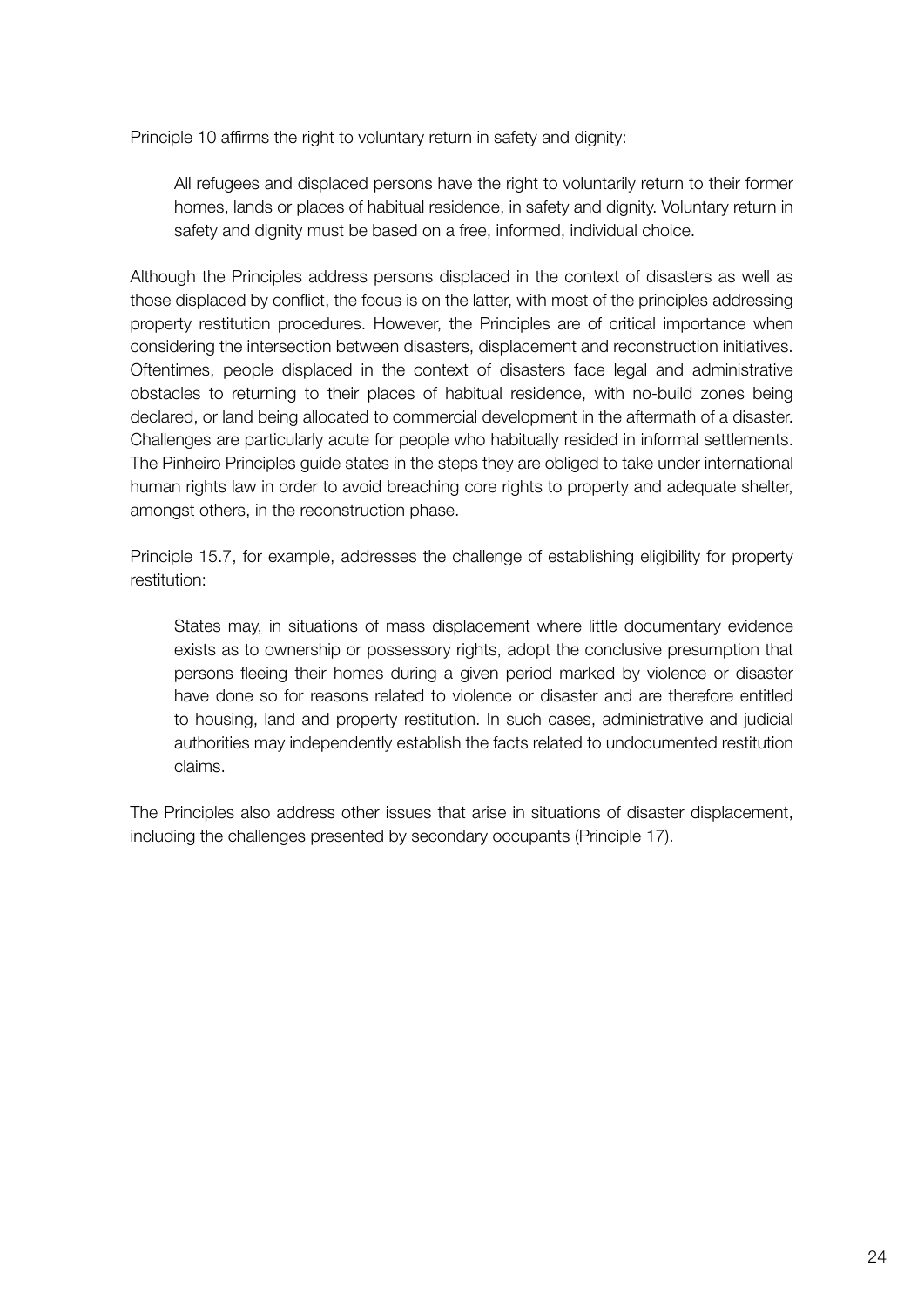Principle 10 affirms the right to voluntary return in safety and dignity:

> All refugees and displaced persons have the right to voluntarily return to their former homes, lands or places of habitual residence, in safety and dignity. Voluntary return in safety and dignity must be based on a free, informed, individual choice.

Although the Principles address persons displaced in the context of disasters as well as those displaced by conflict, the focus is on the latter, with most of the principles addressing property restitution procedures. However, the Principles are of critical importance when considering the intersection between disasters, displacement and reconstruction initiatives. Oftentimes, people displaced in the context of disasters face legal and administrative obstacles to returning to their places of habitual residence, with no-build zones being declared, or land being allocated to commercial development in the aftermath of a disaster. Challenges are particularly acute for people who habitually resided in informal settlements. The Pinheiro Principles guide states in the steps they are obliged to take under international human rights law in order to avoid breaching core rights to property and adequate shelter, amongst others, in the reconstruction phase.

Principle 15.7, for example, addresses the challenge of establishing eligibility for property restitution:

> States may, in situations of mass displacement where little documentary evidence exists as to ownership or possessory rights, adopt the conclusive presumption that persons fleeing their homes during a given period marked by violence or disaster have done so for reasons related to violence or disaster and are therefore entitled to housing, land and property restitution. In such cases, administrative and judicial authorities may independently establish the facts related to undocumented restitution claims.

The Principles also address other issues that arise in situations of disaster displacement, including the challenges presented by secondary occupants (Principle 17).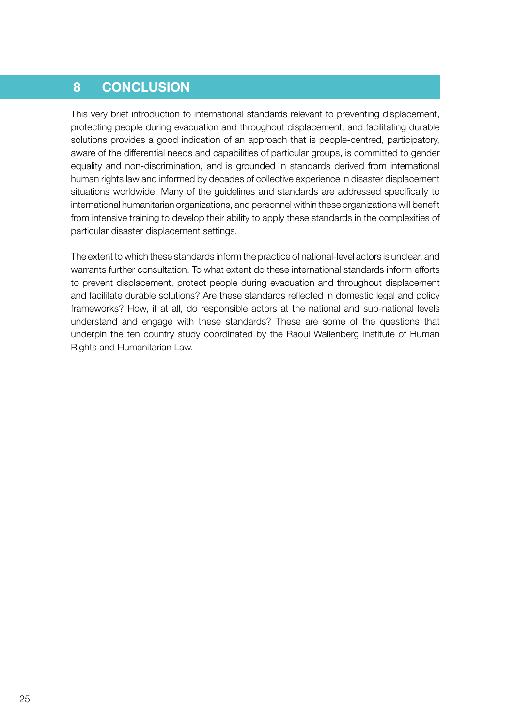# 8 CONCLUSION

This very brief introduction to international standards relevant to preventing displacement, protecting people during evacuation and throughout displacement, and facilitating durable solutions provides a good indication of an approach that is people-centred, participatory, aware of the differential needs and capabilities of particular groups, is committed to gender equality and non-discrimination, and is grounded in standards derived from international human rights law and informed by decades of collective experience in disaster displacement situations worldwide. Many of the guidelines and standards are addressed specifically to international humanitarian organizations, and personnel within these organizations will benefit from intensive training to develop their ability to apply these standards in the complexities of particular disaster displacement settings.

The extent to which these standards inform the practice of national-level actors is unclear, and warrants further consultation. To what extent do these international standards inform efforts to prevent displacement, protect people during evacuation and throughout displacement and facilitate durable solutions? Are these standards reflected in domestic legal and policy frameworks? How, if at all, do responsible actors at the national and sub-national levels understand and engage with these standards? These are some of the questions that underpin the ten country study coordinated by the Raoul Wallenberg Institute of Human Rights and Humanitarian Law.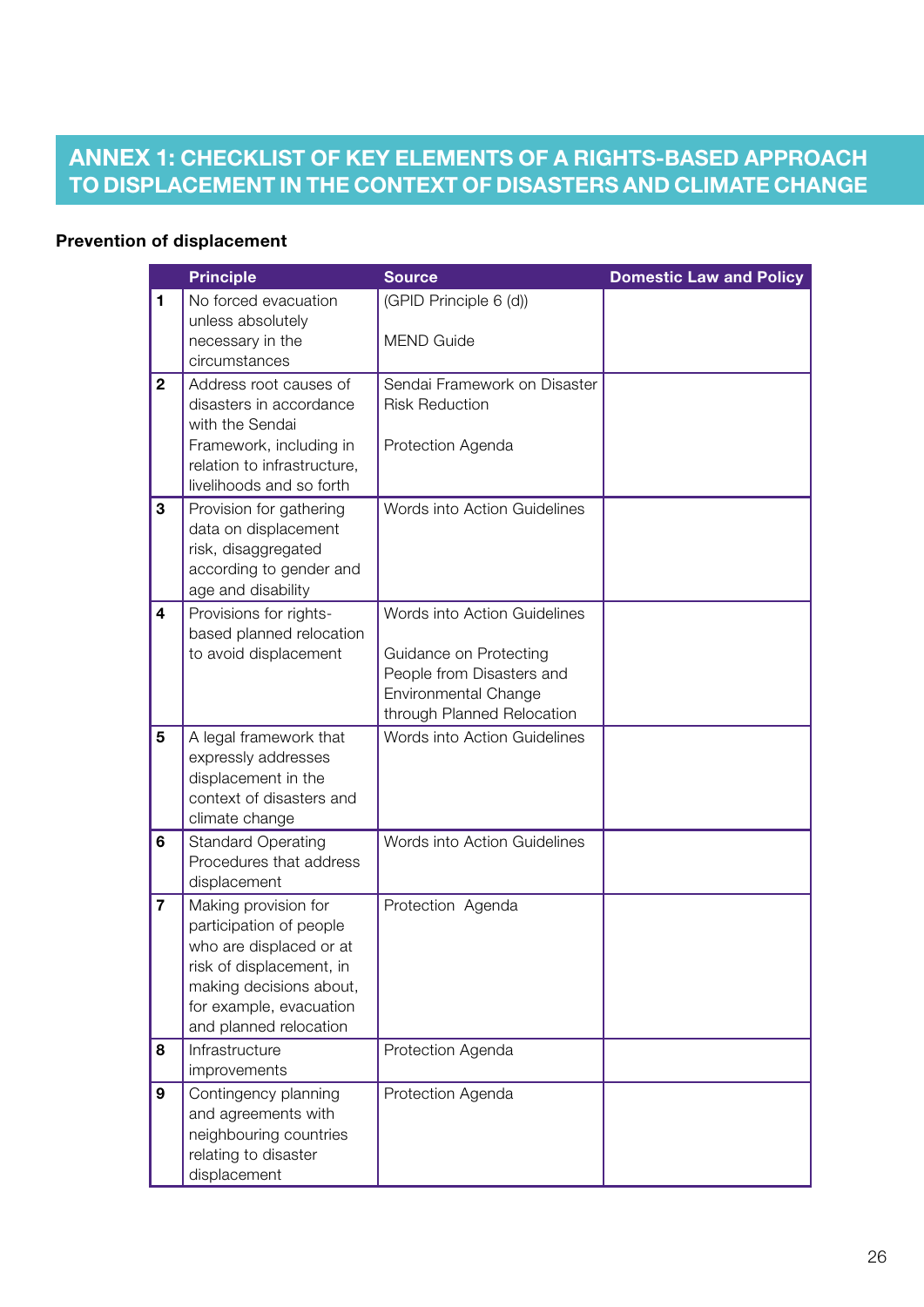# ANNEX 1: CHECKLIST OF KEY ELEMENTS OF A RIGHTS-BASED APPROACH TO DISPLACEMENT IN THE CONTEXT OF DISASTERS AND CLIMATE CHANGE

**Prevention of displacement**

| | Principle | Source | Domestic Law and Policy |
|---|---|---|---|
| 1 | No forced evacuation unless absolutely necessary in the circumstances | (GPID Principle 6 (d))<br><br>MEND Guide | |
| 2 | Address root causes of disasters in accordance with the Sendai Framework, including in relation to infrastructure, livelihoods and so forth | Sendai Framework on Disaster Risk Reduction<br><br>Protection Agenda | |
| 3 | Provision for gathering data on displacement risk, disaggregated according to gender and age and disability | Words into Action Guidelines | |
| 4 | Provisions for rights-based planned relocation to avoid displacement | Words into Action Guidelines<br><br>Guidance on Protecting People from Disasters and Environmental Change through Planned Relocation | |
| 5 | A legal framework that expressly addresses displacement in the context of disasters and climate change | Words into Action Guidelines | |
| 6 | Standard Operating Procedures that address displacement | Words into Action Guidelines | |
| 7 | Making provision for participation of people who are displaced or at risk of displacement, in making decisions about, for example, evacuation and planned relocation | Protection Agenda | |
| 8 | Infrastructure improvements | Protection Agenda | |
| 9 | Contingency planning and agreements with neighbouring countries relating to disaster displacement | Protection Agenda | |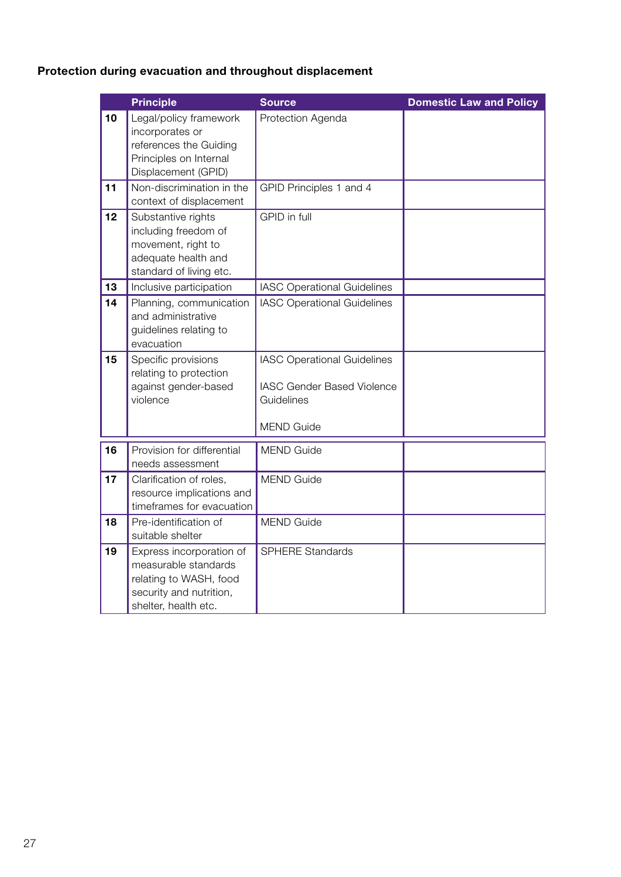**Protection during evacuation and throughout displacement**

| | Principle | Source | Domestic Law and Policy |
|---|---|---|---|
| 10 | Legal/policy framework incorporates or references the Guiding Principles on Internal Displacement (GPID) | Protection Agenda | |
| 11 | Non-discrimination in the context of displacement | GPID Principles 1 and 4 | |
| 12 | Substantive rights including freedom of movement, right to adequate health and standard of living etc. | GPID in full | |
| 13 | Inclusive participation | IASC Operational Guidelines | |
| 14 | Planning, communication and administrative guidelines relating to evacuation | IASC Operational Guidelines | |
| 15 | Specific provisions relating to protection against gender-based violence | IASC Operational Guidelines<br><br>IASC Gender Based Violence Guidelines<br><br>MEND Guide | |
| 16 | Provision for differential needs assessment | MEND Guide | |
| 17 | Clarification of roles, resource implications and timeframes for evacuation | MEND Guide | |
| 18 | Pre-identification of suitable shelter | MEND Guide | |
| 19 | Express incorporation of measurable standards relating to WASH, food security and nutrition, shelter, health etc. | SPHERE Standards | |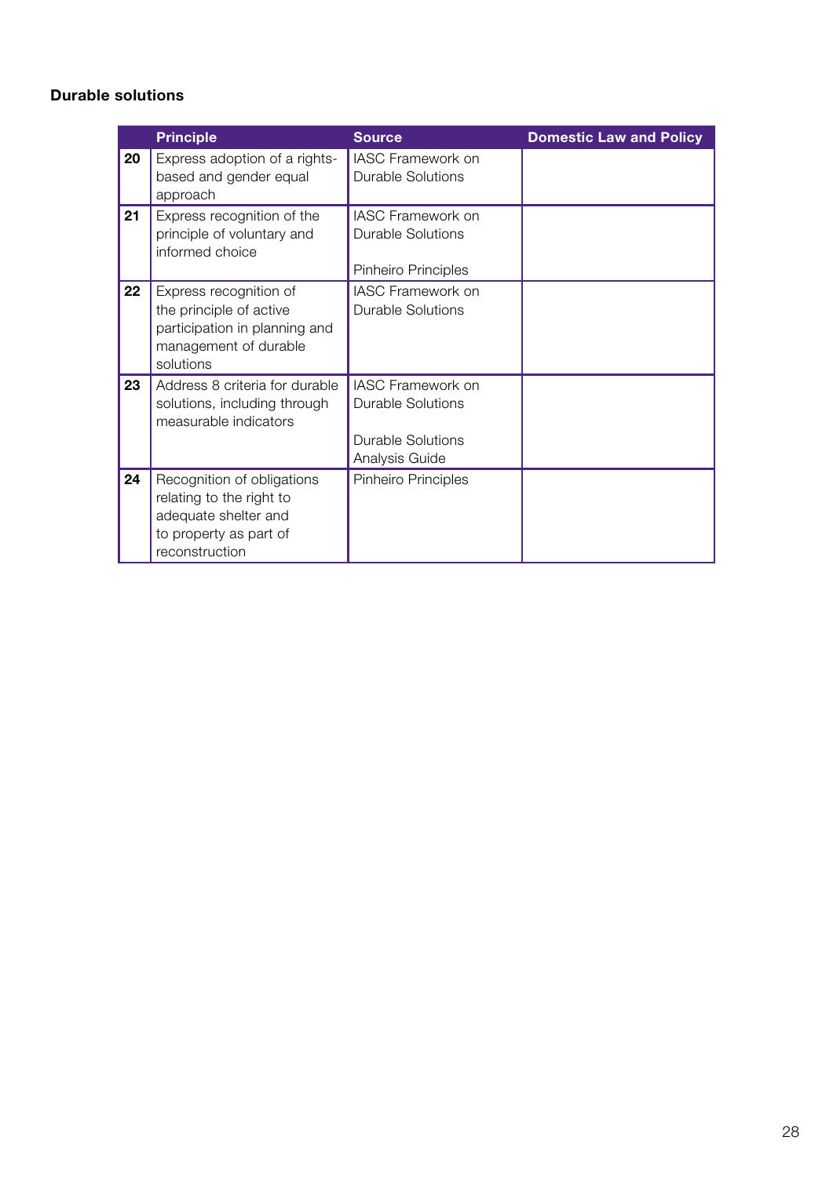### Durable solutions

| | Principle | Source | Domestic Law and Policy |
|---|---|---|---|
| **20** | Express adoption of a rights-based and gender equal approach | IASC Framework on Durable Solutions | |
| **21** | Express recognition of the principle of voluntary and informed choice | IASC Framework on Durable Solutions<br><br>Pinheiro Principles | |
| **22** | Express recognition of the principle of active participation in planning and management of durable solutions | IASC Framework on Durable Solutions | |
| **23** | Address 8 criteria for durable solutions, including through measurable indicators | IASC Framework on Durable Solutions<br><br>Durable Solutions Analysis Guide | |
| **24** | Recognition of obligations relating to the right to adequate shelter and to property as part of reconstruction | Pinheiro Principles | |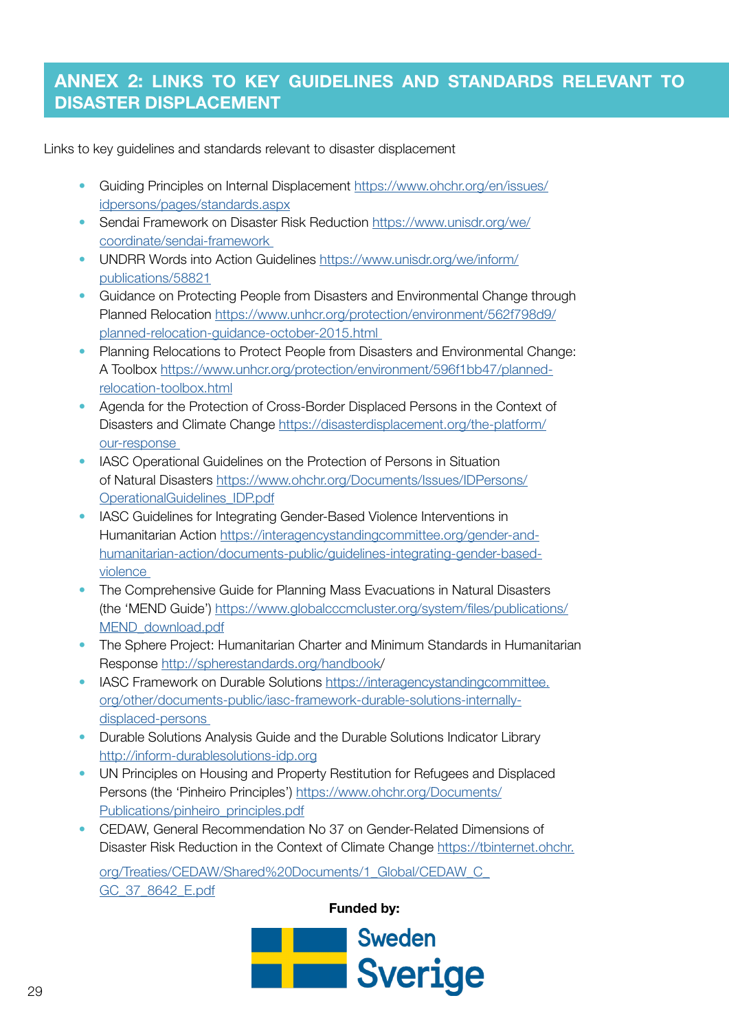## ANNEX 2: LINKS TO KEY GUIDELINES AND STANDARDS RELEVANT TO DISASTER DISPLACEMENT

Links to key guidelines and standards relevant to disaster displacement

- Guiding Principles on Internal Displacement https://www.ohchr.org/en/issues/idpersons/pages/standards.aspx
- Sendai Framework on Disaster Risk Reduction https://www.unisdr.org/we/coordinate/sendai-framework
- UNDRR Words into Action Guidelines https://www.unisdr.org/we/inform/publications/58821
- Guidance on Protecting People from Disasters and Environmental Change through Planned Relocation https://www.unhcr.org/protection/environment/562f798d9/planned-relocation-guidance-october-2015.html
- Planning Relocations to Protect People from Disasters and Environmental Change: A Toolbox https://www.unhcr.org/protection/environment/596f1bb47/planned-relocation-toolbox.html
- Agenda for the Protection of Cross-Border Displaced Persons in the Context of Disasters and Climate Change https://disasterdisplacement.org/the-platform/our-response
- IASC Operational Guidelines on the Protection of Persons in Situation of Natural Disasters https://www.ohchr.org/Documents/Issues/IDPersons/OperationalGuidelines_IDP.pdf
- IASC Guidelines for Integrating Gender-Based Violence Interventions in Humanitarian Action https://interagencystandingcommittee.org/gender-and-humanitarian-action/documents-public/guidelines-integrating-gender-based-violence
- The Comprehensive Guide for Planning Mass Evacuations in Natural Disasters (the 'MEND Guide') https://www.globalcccmcluster.org/system/files/publications/MEND_download.pdf
- The Sphere Project: Humanitarian Charter and Minimum Standards in Humanitarian Response http://spherestandards.org/handbook/
- IASC Framework on Durable Solutions https://interagencystandingcommittee.org/other/documents-public/iasc-framework-durable-solutions-internally-displaced-persons
- Durable Solutions Analysis Guide and the Durable Solutions Indicator Library http://inform-durablesolutions-idp.org
- UN Principles on Housing and Property Restitution for Refugees and Displaced Persons (the 'Pinheiro Principles') https://www.ohchr.org/Documents/Publications/pinheiro_principles.pdf
- CEDAW, General Recommendation No 37 on Gender-Related Dimensions of Disaster Risk Reduction in the Context of Climate Change https://tbinternet.ohchr.org/Treaties/CEDAW/Shared%20Documents/1_Global/CEDAW_C_GC_37_8642_E.pdf

**Funded by:**

Sweden
Sverige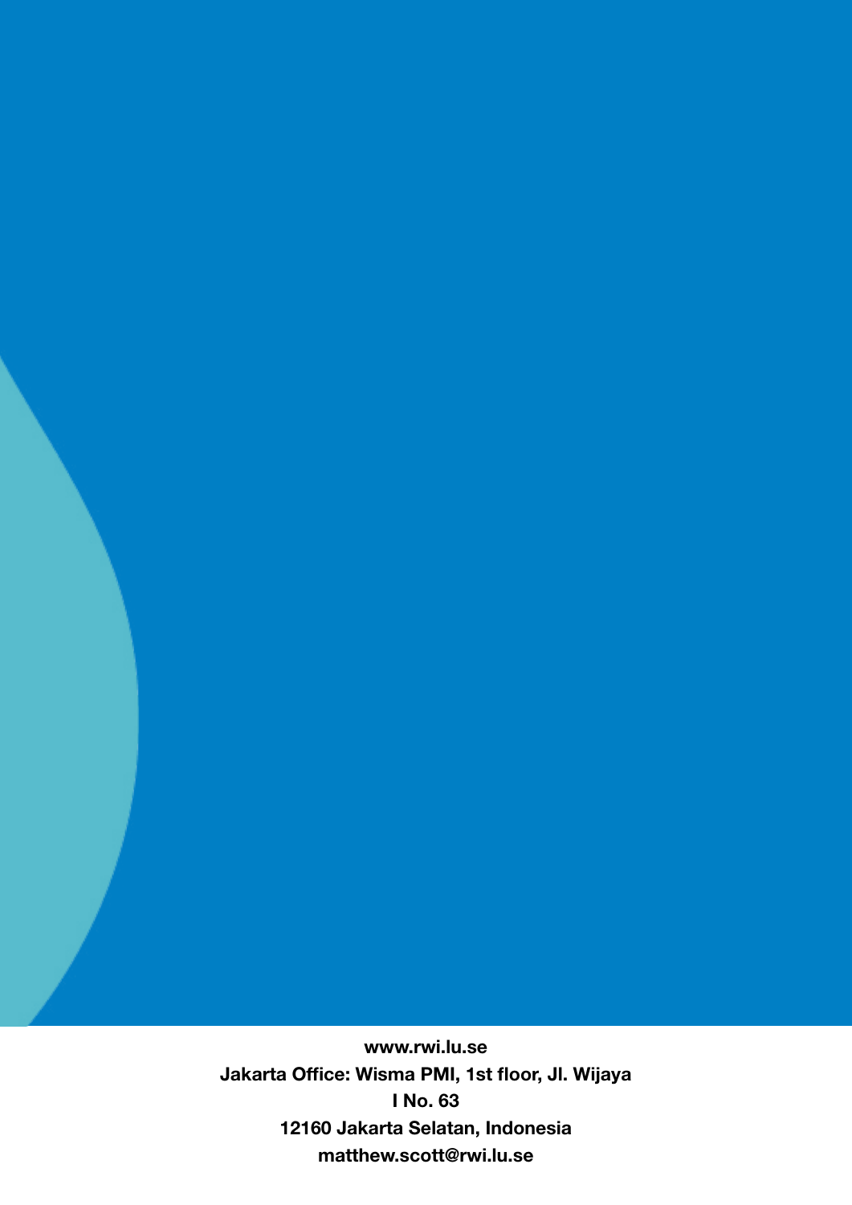**www.rwi.lu.se**
**Jakarta Office: Wisma PMI, 1st floor, Jl. Wijaya**
**I No. 63**
**12160 Jakarta Selatan, Indonesia**
**matthew.scott@rwi.lu.se**